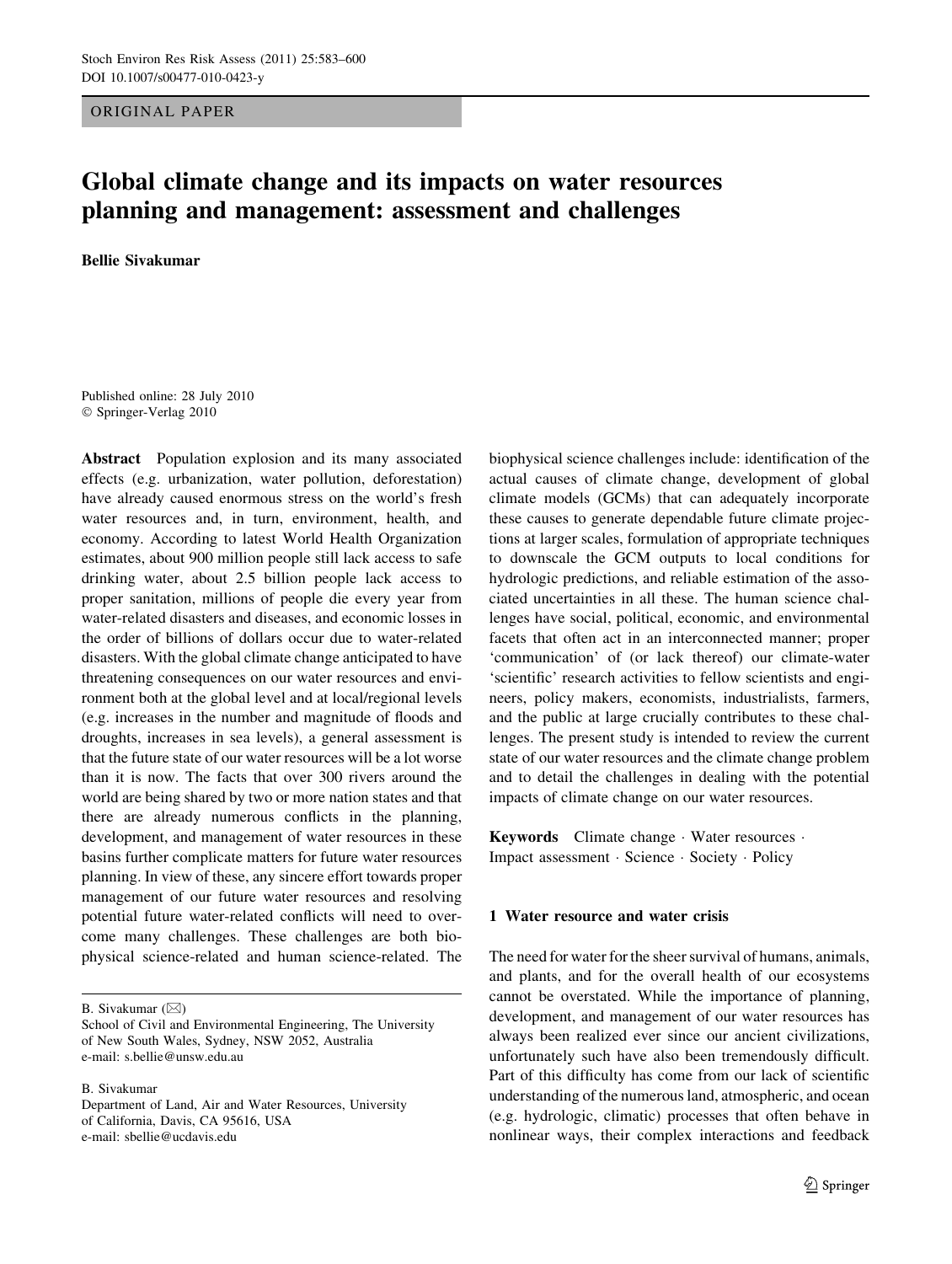ORIGINAL PAPER

# Global climate change and its impacts on water resources planning and management: assessment and challenges

**Bellie Sivakumar**

Published online: 28 July 2010
© Springer-Verlag 2010

**Abstract** Population explosion and its many associated effects (e.g. urbanization, water pollution, deforestation) have already caused enormous stress on the world's fresh water resources and, in turn, environment, health, and economy. According to latest World Health Organization estimates, about 900 million people still lack access to safe drinking water, about 2.5 billion people lack access to proper sanitation, millions of people die every year from water-related disasters and diseases, and economic losses in the order of billions of dollars occur due to water-related disasters. With the global climate change anticipated to have threatening consequences on our water resources and environment both at the global level and at local/regional levels (e.g. increases in the number and magnitude of floods and droughts, increases in sea levels), a general assessment is that the future state of our water resources will be a lot worse than it is now. The facts that over 300 rivers around the world are being shared by two or more nation states and that there are already numerous conflicts in the planning, development, and management of water resources in these basins further complicate matters for future water resources planning. In view of these, any sincere effort towards proper management of our future water resources and resolving potential future water-related conflicts will need to overcome many challenges. These challenges are both biophysical science-related and human science-related. The biophysical science challenges include: identification of the actual causes of climate change, development of global climate models (GCMs) that can adequately incorporate these causes to generate dependable future climate projections at larger scales, formulation of appropriate techniques to downscale the GCM outputs to local conditions for hydrologic predictions, and reliable estimation of the associated uncertainties in all these. The human science challenges have social, political, economic, and environmental facets that often act in an interconnected manner; proper 'communication' of (or lack thereof) our climate-water 'scientific' research activities to fellow scientists and engineers, policy makers, economists, industrialists, farmers, and the public at large crucially contributes to these challenges. The present study is intended to review the current state of our water resources and the climate change problem and to detail the challenges in dealing with the potential impacts of climate change on our water resources.

**Keywords** Climate change · Water resources · Impact assessment · Science · Society · Policy

B. Sivakumar (✉)
School of Civil and Environmental Engineering, The University of New South Wales, Sydney, NSW 2052, Australia
e-mail: s.bellie@unsw.edu.au

B. Sivakumar
Department of Land, Air and Water Resources, University of California, Davis, CA 95616, USA
e-mail: sbellie@ucdavis.edu

## 1 Water resource and water crisis

The need for water for the sheer survival of humans, animals, and plants, and for the overall health of our ecosystems cannot be overstated. While the importance of planning, development, and management of our water resources has always been realized ever since our ancient civilizations, unfortunately such have also been tremendously difficult. Part of this difficulty has come from our lack of scientific understanding of the numerous land, atmospheric, and ocean (e.g. hydrologic, climatic) processes that often behave in nonlinear ways, their complex interactions and feedback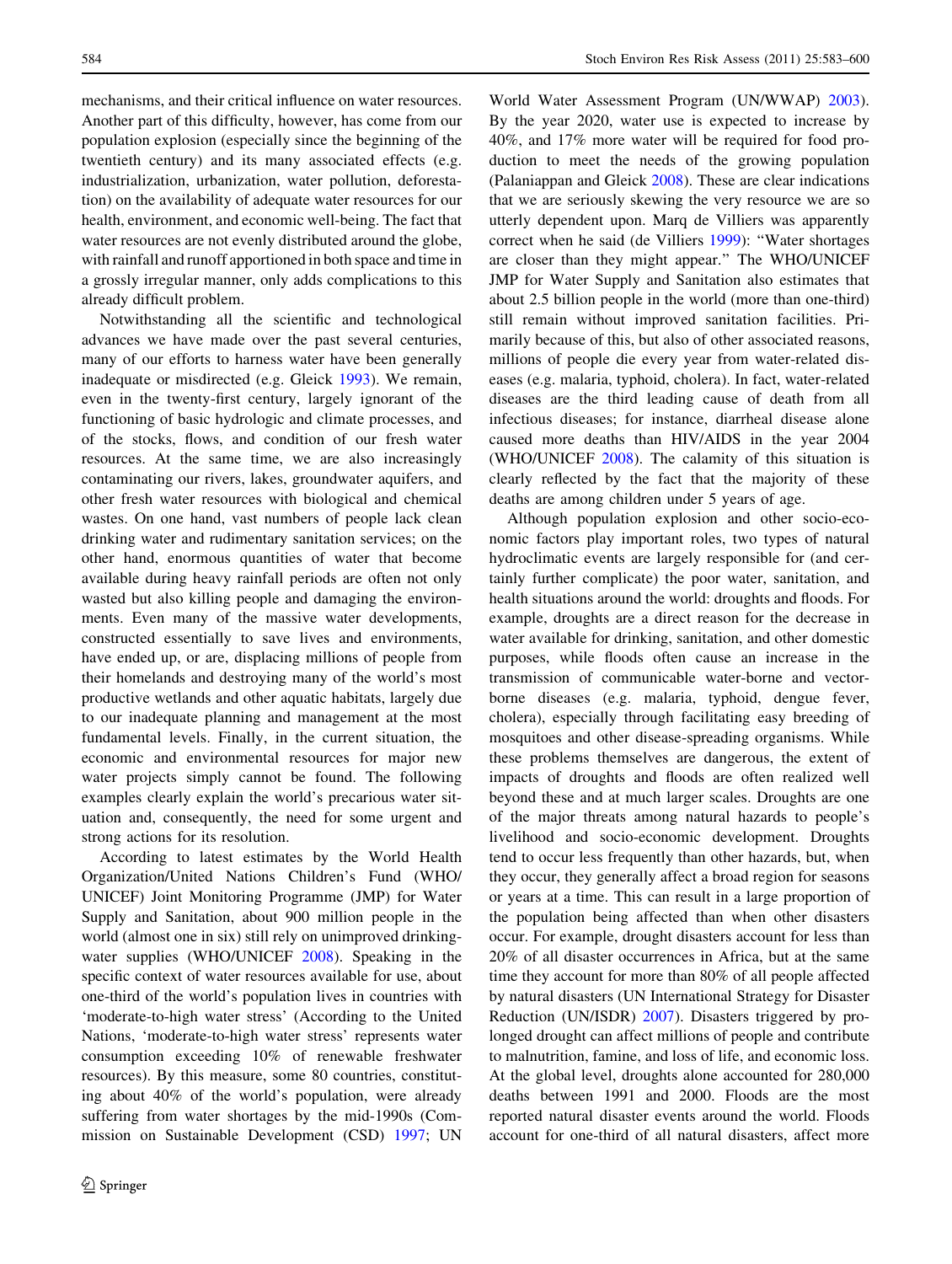mechanisms, and their critical influence on water resources. Another part of this difficulty, however, has come from our population explosion (especially since the beginning of the twentieth century) and its many associated effects (e.g. industrialization, urbanization, water pollution, deforestation) on the availability of adequate water resources for our health, environment, and economic well-being. The fact that water resources are not evenly distributed around the globe, with rainfall and runoff apportioned in both space and time in a grossly irregular manner, only adds complications to this already difficult problem.

Notwithstanding all the scientific and technological advances we have made over the past several centuries, many of our efforts to harness water have been generally inadequate or misdirected (e.g. Gleick 1993). We remain, even in the twenty-first century, largely ignorant of the functioning of basic hydrologic and climate processes, and of the stocks, flows, and condition of our fresh water resources. At the same time, we are also increasingly contaminating our rivers, lakes, groundwater aquifers, and other fresh water resources with biological and chemical wastes. On one hand, vast numbers of people lack clean drinking water and rudimentary sanitation services; on the other hand, enormous quantities of water that become available during heavy rainfall periods are often not only wasted but also killing people and damaging the environments. Even many of the massive water developments, constructed essentially to save lives and environments, have ended up, or are, displacing millions of people from their homelands and destroying many of the world's most productive wetlands and other aquatic habitats, largely due to our inadequate planning and management at the most fundamental levels. Finally, in the current situation, the economic and environmental resources for major new water projects simply cannot be found. The following examples clearly explain the world's precarious water situation and, consequently, the need for some urgent and strong actions for its resolution.

According to latest estimates by the World Health Organization/United Nations Children's Fund (WHO/UNICEF) Joint Monitoring Programme (JMP) for Water Supply and Sanitation, about 900 million people in the world (almost one in six) still rely on unimproved drinking-water supplies (WHO/UNICEF 2008). Speaking in the specific context of water resources available for use, about one-third of the world's population lives in countries with 'moderate-to-high water stress' (According to the United Nations, 'moderate-to-high water stress' represents water consumption exceeding 10% of renewable freshwater resources). By this measure, some 80 countries, constituting about 40% of the world's population, were already suffering from water shortages by the mid-1990s (Commission on Sustainable Development (CSD) 1997; UN World Water Assessment Program (UN/WWAP) 2003). By the year 2020, water use is expected to increase by 40%, and 17% more water will be required for food production to meet the needs of the growing population (Palaniappan and Gleick 2008). These are clear indications that we are seriously skewing the very resource we are so utterly dependent upon. Marq de Villiers was apparently correct when he said (de Villiers 1999): "Water shortages are closer than they might appear." The WHO/UNICEF JMP for Water Supply and Sanitation also estimates that about 2.5 billion people in the world (more than one-third) still remain without improved sanitation facilities. Primarily because of this, but also of other associated reasons, millions of people die every year from water-related diseases (e.g. malaria, typhoid, cholera). In fact, water-related diseases are the third leading cause of death from all infectious diseases; for instance, diarrheal disease alone caused more deaths than HIV/AIDS in the year 2004 (WHO/UNICEF 2008). The calamity of this situation is clearly reflected by the fact that the majority of these deaths are among children under 5 years of age.

Although population explosion and other socio-economic factors play important roles, two types of natural hydroclimatic events are largely responsible for (and certainly further complicate) the poor water, sanitation, and health situations around the world: droughts and floods. For example, droughts are a direct reason for the decrease in water available for drinking, sanitation, and other domestic purposes, while floods often cause an increase in the transmission of communicable water-borne and vector-borne diseases (e.g. malaria, typhoid, dengue fever, cholera), especially through facilitating easy breeding of mosquitoes and other disease-spreading organisms. While these problems themselves are dangerous, the extent of impacts of droughts and floods are often realized well beyond these and at much larger scales. Droughts are one of the major threats among natural hazards to people's livelihood and socio-economic development. Droughts tend to occur less frequently than other hazards, but, when they occur, they generally affect a broad region for seasons or years at a time. This can result in a large proportion of the population being affected than when other disasters occur. For example, drought disasters account for less than 20% of all disaster occurrences in Africa, but at the same time they account for more than 80% of all people affected by natural disasters (UN International Strategy for Disaster Reduction (UN/ISDR) 2007). Disasters triggered by prolonged drought can affect millions of people and contribute to malnutrition, famine, and loss of life, and economic loss. At the global level, droughts alone accounted for 280,000 deaths between 1991 and 2000. Floods are the most reported natural disaster events around the world. Floods account for one-third of all natural disasters, affect more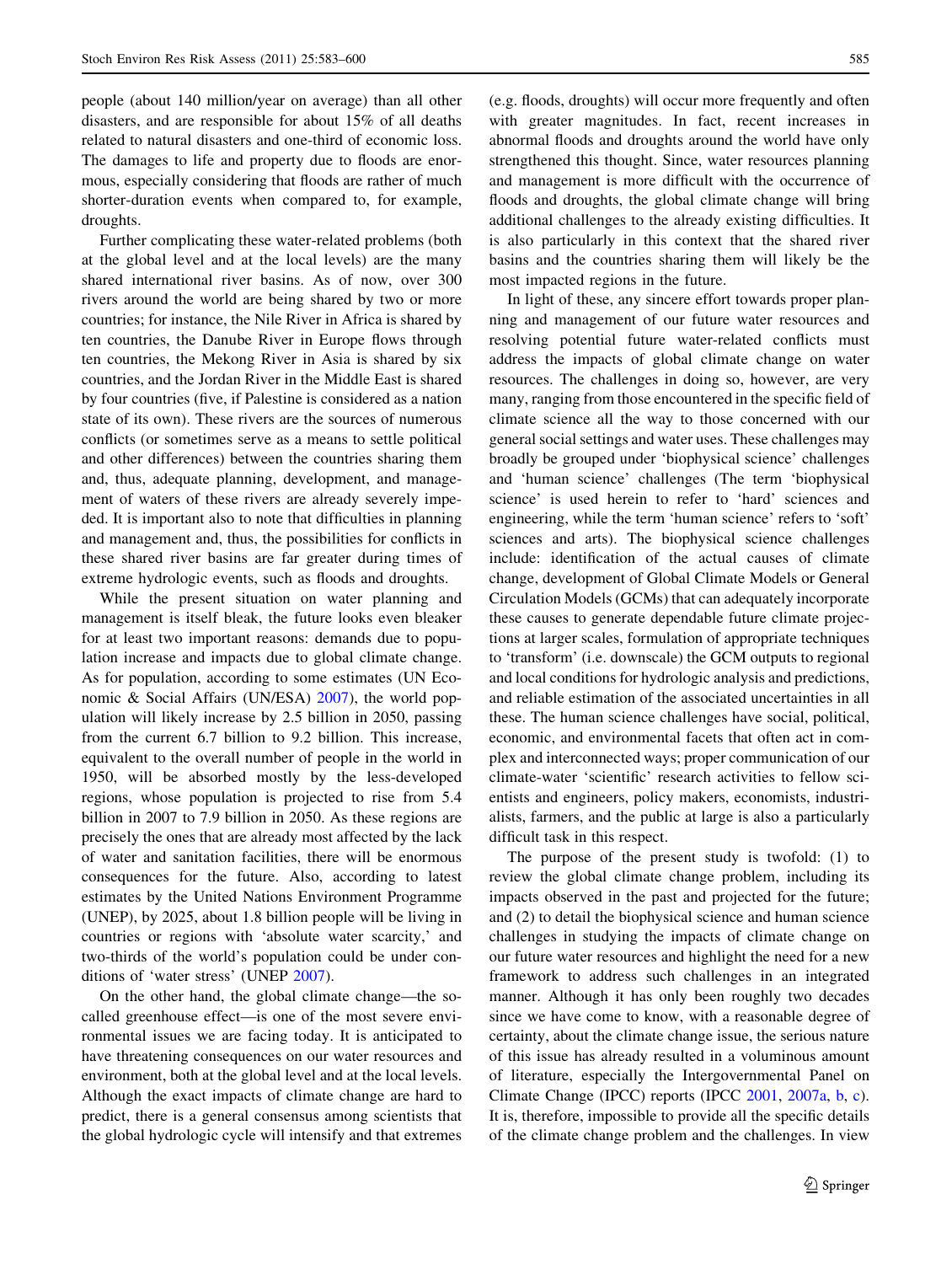people (about 140 million/year on average) than all other disasters, and are responsible for about 15% of all deaths related to natural disasters and one-third of economic loss. The damages to life and property due to floods are enormous, especially considering that floods are rather of much shorter-duration events when compared to, for example, droughts.

Further complicating these water-related problems (both at the global level and at the local levels) are the many shared international river basins. As of now, over 300 rivers around the world are being shared by two or more countries; for instance, the Nile River in Africa is shared by ten countries, the Danube River in Europe flows through ten countries, the Mekong River in Asia is shared by six countries, and the Jordan River in the Middle East is shared by four countries (five, if Palestine is considered as a nation state of its own). These rivers are the sources of numerous conflicts (or sometimes serve as a means to settle political and other differences) between the countries sharing them and, thus, adequate planning, development, and management of waters of these rivers are already severely impeded. It is important also to note that difficulties in planning and management and, thus, the possibilities for conflicts in these shared river basins are far greater during times of extreme hydrologic events, such as floods and droughts.

While the present situation on water planning and management is itself bleak, the future looks even bleaker for at least two important reasons: demands due to population increase and impacts due to global climate change. As for population, according to some estimates (UN Economic & Social Affairs (UN/ESA) 2007), the world population will likely increase by 2.5 billion in 2050, passing from the current 6.7 billion to 9.2 billion. This increase, equivalent to the overall number of people in the world in 1950, will be absorbed mostly by the less-developed regions, whose population is projected to rise from 5.4 billion in 2007 to 7.9 billion in 2050. As these regions are precisely the ones that are already most affected by the lack of water and sanitation facilities, there will be enormous consequences for the future. Also, according to latest estimates by the United Nations Environment Programme (UNEP), by 2025, about 1.8 billion people will be living in countries or regions with 'absolute water scarcity,' and two-thirds of the world's population could be under conditions of 'water stress' (UNEP 2007).

On the other hand, the global climate change—the so-called greenhouse effect—is one of the most severe environmental issues we are facing today. It is anticipated to have threatening consequences on our water resources and environment, both at the global level and at the local levels. Although the exact impacts of climate change are hard to predict, there is a general consensus among scientists that the global hydrologic cycle will intensify and that extremes (e.g. floods, droughts) will occur more frequently and often with greater magnitudes. In fact, recent increases in abnormal floods and droughts around the world have only strengthened this thought. Since, water resources planning and management is more difficult with the occurrence of floods and droughts, the global climate change will bring additional challenges to the already existing difficulties. It is also particularly in this context that the shared river basins and the countries sharing them will likely be the most impacted regions in the future.

In light of these, any sincere effort towards proper planning and management of our future water resources and resolving potential future water-related conflicts must address the impacts of global climate change on water resources. The challenges in doing so, however, are very many, ranging from those encountered in the specific field of climate science all the way to those concerned with our general social settings and water uses. These challenges may broadly be grouped under 'biophysical science' challenges and 'human science' challenges (The term 'biophysical science' is used herein to refer to 'hard' sciences and engineering, while the term 'human science' refers to 'soft' sciences and arts). The biophysical science challenges include: identification of the actual causes of climate change, development of Global Climate Models or General Circulation Models (GCMs) that can adequately incorporate these causes to generate dependable future climate projections at larger scales, formulation of appropriate techniques to 'transform' (i.e. downscale) the GCM outputs to regional and local conditions for hydrologic analysis and predictions, and reliable estimation of the associated uncertainties in all these. The human science challenges have social, political, economic, and environmental facets that often act in complex and interconnected ways; proper communication of our climate-water 'scientific' research activities to fellow scientists and engineers, policy makers, economists, industrialists, farmers, and the public at large is also a particularly difficult task in this respect.

The purpose of the present study is twofold: (1) to review the global climate change problem, including its impacts observed in the past and projected for the future; and (2) to detail the biophysical science and human science challenges in studying the impacts of climate change on our future water resources and highlight the need for a new framework to address such challenges in an integrated manner. Although it has only been roughly two decades since we have come to know, with a reasonable degree of certainty, about the climate change issue, the serious nature of this issue has already resulted in a voluminous amount of literature, especially the Intergovernmental Panel on Climate Change (IPCC) reports (IPCC 2001, 2007a, b, c). It is, therefore, impossible to provide all the specific details of the climate change problem and the challenges. In view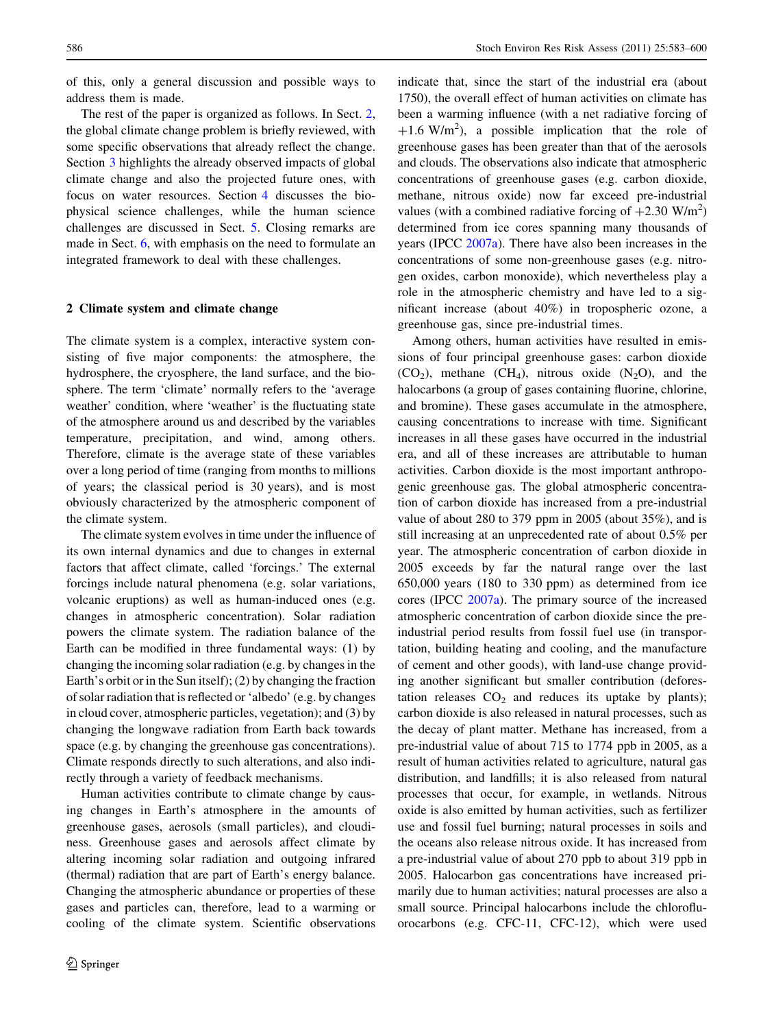of this, only a general discussion and possible ways to address them is made.

The rest of the paper is organized as follows. In Sect. 2, the global climate change problem is briefly reviewed, with some specific observations that already reflect the change. Section 3 highlights the already observed impacts of global climate change and also the projected future ones, with focus on water resources. Section 4 discusses the biophysical science challenges, while the human science challenges are discussed in Sect. 5. Closing remarks are made in Sect. 6, with emphasis on the need to formulate an integrated framework to deal with these challenges.

## 2 Climate system and climate change

The climate system is a complex, interactive system consisting of five major components: the atmosphere, the hydrosphere, the cryosphere, the land surface, and the biosphere. The term 'climate' normally refers to the 'average weather' condition, where 'weather' is the fluctuating state of the atmosphere around us and described by the variables temperature, precipitation, and wind, among others. Therefore, climate is the average state of these variables over a long period of time (ranging from months to millions of years; the classical period is 30 years), and is most obviously characterized by the atmospheric component of the climate system.

The climate system evolves in time under the influence of its own internal dynamics and due to changes in external factors that affect climate, called 'forcings.' The external forcings include natural phenomena (e.g. solar variations, volcanic eruptions) as well as human-induced ones (e.g. changes in atmospheric concentration). Solar radiation powers the climate system. The radiation balance of the Earth can be modified in three fundamental ways: (1) by changing the incoming solar radiation (e.g. by changes in the Earth's orbit or in the Sun itself); (2) by changing the fraction of solar radiation that is reflected or 'albedo' (e.g. by changes in cloud cover, atmospheric particles, vegetation); and (3) by changing the longwave radiation from Earth back towards space (e.g. by changing the greenhouse gas concentrations). Climate responds directly to such alterations, and also indirectly through a variety of feedback mechanisms.

Human activities contribute to climate change by causing changes in Earth's atmosphere in the amounts of greenhouse gases, aerosols (small particles), and cloudiness. Greenhouse gases and aerosols affect climate by altering incoming solar radiation and outgoing infrared (thermal) radiation that are part of Earth's energy balance. Changing the atmospheric abundance or properties of these gases and particles can, therefore, lead to a warming or cooling of the climate system. Scientific observations indicate that, since the start of the industrial era (about 1750), the overall effect of human activities on climate has been a warming influence (with a net radiative forcing of $+1.6\ \mathrm{W/m^2}$), a possible implication that the role of greenhouse gases has been greater than that of the aerosols and clouds. The observations also indicate that atmospheric concentrations of greenhouse gases (e.g. carbon dioxide, methane, nitrous oxide) now far exceed pre-industrial values (with a combined radiative forcing of $+2.30\ \mathrm{W/m^2}$) determined from ice cores spanning many thousands of years (IPCC 2007a). There have also been increases in the concentrations of some non-greenhouse gases (e.g. nitrogen oxides, carbon monoxide), which nevertheless play a role in the atmospheric chemistry and have led to a significant increase (about 40%) in tropospheric ozone, a greenhouse gas, since pre-industrial times.

Among others, human activities have resulted in emissions of four principal greenhouse gases: carbon dioxide ($CO_2$), methane ($CH_4$), nitrous oxide ($N_2O$), and the halocarbons (a group of gases containing fluorine, chlorine, and bromine). These gases accumulate in the atmosphere, causing concentrations to increase with time. Significant increases in all these gases have occurred in the industrial era, and all of these increases are attributable to human activities. Carbon dioxide is the most important anthropogenic greenhouse gas. The global atmospheric concentration of carbon dioxide has increased from a pre-industrial value of about 280 to 379 ppm in 2005 (about 35%), and is still increasing at an unprecedented rate of about 0.5% per year. The atmospheric concentration of carbon dioxide in 2005 exceeds by far the natural range over the last 650,000 years (180 to 330 ppm) as determined from ice cores (IPCC 2007a). The primary source of the increased atmospheric concentration of carbon dioxide since the pre-industrial period results from fossil fuel use (in transportation, building heating and cooling, and the manufacture of cement and other goods), with land-use change providing another significant but smaller contribution (deforestation releases $CO_2$ and reduces its uptake by plants); carbon dioxide is also released in natural processes, such as the decay of plant matter. Methane has increased, from a pre-industrial value of about 715 to 1774 ppb in 2005, as a result of human activities related to agriculture, natural gas distribution, and landfills; it is also released from natural processes that occur, for example, in wetlands. Nitrous oxide is also emitted by human activities, such as fertilizer use and fossil fuel burning; natural processes in soils and the oceans also release nitrous oxide. It has increased from a pre-industrial value of about 270 ppb to about 319 ppb in 2005. Halocarbon gas concentrations have increased primarily due to human activities; natural processes are also a small source. Principal halocarbons include the chlorofluorocarbons (e.g. CFC-11, CFC-12), which were used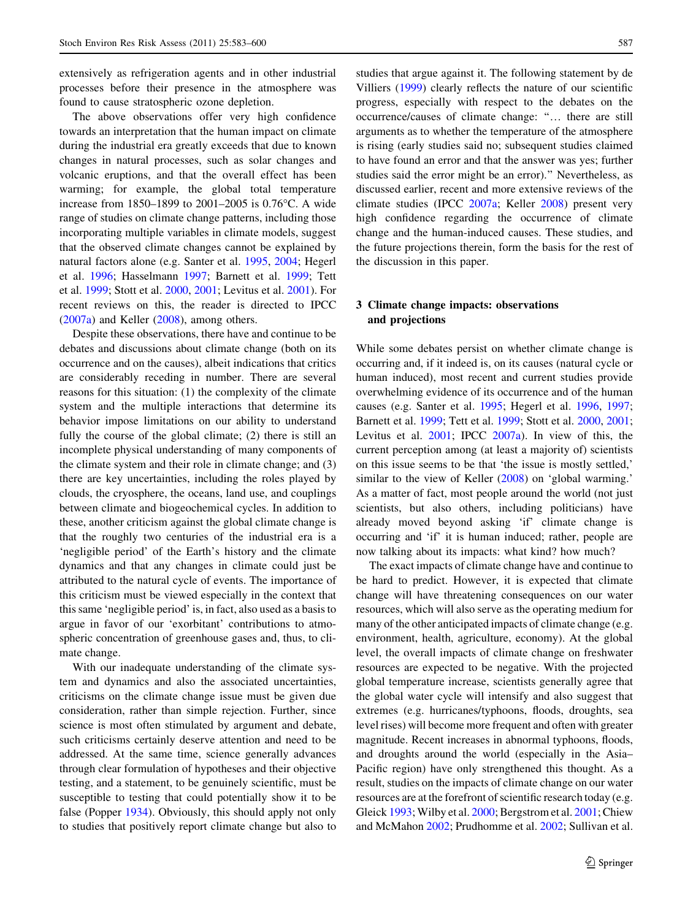extensively as refrigeration agents and in other industrial processes before their presence in the atmosphere was found to cause stratospheric ozone depletion.

The above observations offer very high confidence towards an interpretation that the human impact on climate during the industrial era greatly exceeds that due to known changes in natural processes, such as solar changes and volcanic eruptions, and that the overall effect has been warming; for example, the global total temperature increase from 1850–1899 to 2001–2005 is 0.76°C. A wide range of studies on climate change patterns, including those incorporating multiple variables in climate models, suggest that the observed climate changes cannot be explained by natural factors alone (e.g. Santer et al. 1995, 2004; Hegerl et al. 1996; Hasselmann 1997; Barnett et al. 1999; Tett et al. 1999; Stott et al. 2000, 2001; Levitus et al. 2001). For recent reviews on this, the reader is directed to IPCC (2007a) and Keller (2008), among others.

Despite these observations, there have and continue to be debates and discussions about climate change (both on its occurrence and on the causes), albeit indications that critics are considerably receding in number. There are several reasons for this situation: (1) the complexity of the climate system and the multiple interactions that determine its behavior impose limitations on our ability to understand fully the course of the global climate; (2) there is still an incomplete physical understanding of many components of the climate system and their role in climate change; and (3) there are key uncertainties, including the roles played by clouds, the cryosphere, the oceans, land use, and couplings between climate and biogeochemical cycles. In addition to these, another criticism against the global climate change is that the roughly two centuries of the industrial era is a 'negligible period' of the Earth's history and the climate dynamics and that any changes in climate could just be attributed to the natural cycle of events. The importance of this criticism must be viewed especially in the context that this same 'negligible period' is, in fact, also used as a basis to argue in favor of our 'exorbitant' contributions to atmospheric concentration of greenhouse gases and, thus, to climate change.

With our inadequate understanding of the climate system and dynamics and also the associated uncertainties, criticisms on the climate change issue must be given due consideration, rather than simple rejection. Further, since science is most often stimulated by argument and debate, such criticisms certainly deserve attention and need to be addressed. At the same time, science generally advances through clear formulation of hypotheses and their objective testing, and a statement, to be genuinely scientific, must be susceptible to testing that could potentially show it to be false (Popper 1934). Obviously, this should apply not only to studies that positively report climate change but also to studies that argue against it. The following statement by de Villiers (1999) clearly reflects the nature of our scientific progress, especially with respect to the debates on the occurrence/causes of climate change: "… there are still arguments as to whether the temperature of the atmosphere is rising (early studies said no; subsequent studies claimed to have found an error and that the answer was yes; further studies said the error might be an error)." Nevertheless, as discussed earlier, recent and more extensive reviews of the climate studies (IPCC 2007a; Keller 2008) present very high confidence regarding the occurrence of climate change and the human-induced causes. These studies, and the future projections therein, form the basis for the rest of the discussion in this paper.

## 3 Climate change impacts: observations and projections

While some debates persist on whether climate change is occurring and, if it indeed is, on its causes (natural cycle or human induced), most recent and current studies provide overwhelming evidence of its occurrence and of the human causes (e.g. Santer et al. 1995; Hegerl et al. 1996, 1997; Barnett et al. 1999; Tett et al. 1999; Stott et al. 2000, 2001; Levitus et al. 2001; IPCC 2007a). In view of this, the current perception among (at least a majority of) scientists on this issue seems to be that 'the issue is mostly settled,' similar to the view of Keller (2008) on 'global warming.' As a matter of fact, most people around the world (not just scientists, but also others, including politicians) have already moved beyond asking 'if' climate change is occurring and 'if' it is human induced; rather, people are now talking about its impacts: what kind? how much?

The exact impacts of climate change have and continue to be hard to predict. However, it is expected that climate change will have threatening consequences on our water resources, which will also serve as the operating medium for many of the other anticipated impacts of climate change (e.g. environment, health, agriculture, economy). At the global level, the overall impacts of climate change on freshwater resources are expected to be negative. With the projected global temperature increase, scientists generally agree that the global water cycle will intensify and also suggest that extremes (e.g. hurricanes/typhoons, floods, droughts, sea level rises) will become more frequent and often with greater magnitude. Recent increases in abnormal typhoons, floods, and droughts around the world (especially in the Asia–Pacific region) have only strengthened this thought. As a result, studies on the impacts of climate change on our water resources are at the forefront of scientific research today (e.g. Gleick 1993; Wilby et al. 2000; Bergstrom et al. 2001; Chiew and McMahon 2002; Prudhomme et al. 2002; Sullivan et al.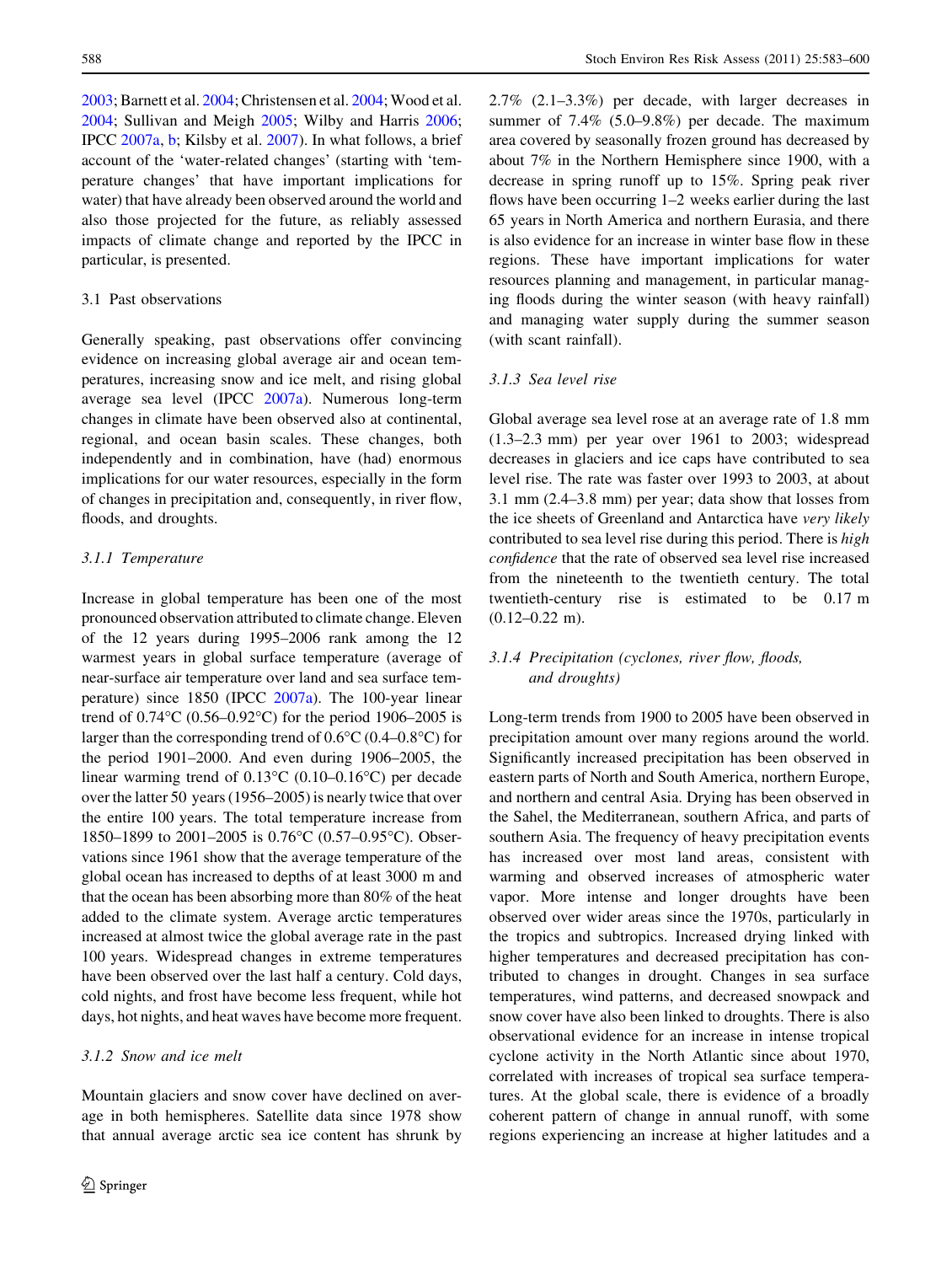2003; Barnett et al. 2004; Christensen et al. 2004; Wood et al. 2004; Sullivan and Meigh 2005; Wilby and Harris 2006; IPCC 2007a, b; Kilsby et al. 2007). In what follows, a brief account of the 'water-related changes' (starting with 'temperature changes' that have important implications for water) that have already been observed around the world and also those projected for the future, as reliably assessed impacts of climate change and reported by the IPCC in particular, is presented.

## 3.1 Past observations

Generally speaking, past observations offer convincing evidence on increasing global average air and ocean temperatures, increasing snow and ice melt, and rising global average sea level (IPCC 2007a). Numerous long-term changes in climate have been observed also at continental, regional, and ocean basin scales. These changes, both independently and in combination, have (had) enormous implications for our water resources, especially in the form of changes in precipitation and, consequently, in river flow, floods, and droughts.

### *3.1.1 Temperature*

Increase in global temperature has been one of the most pronounced observation attributed to climate change. Eleven of the 12 years during 1995–2006 rank among the 12 warmest years in global surface temperature (average of near-surface air temperature over land and sea surface temperature) since 1850 (IPCC 2007a). The 100-year linear trend of 0.74°C (0.56–0.92°C) for the period 1906–2005 is larger than the corresponding trend of 0.6°C (0.4–0.8°C) for the period 1901–2000. And even during 1906–2005, the linear warming trend of 0.13°C (0.10–0.16°C) per decade over the latter 50 years (1956–2005) is nearly twice that over the entire 100 years. The total temperature increase from 1850–1899 to 2001–2005 is 0.76°C (0.57–0.95°C). Observations since 1961 show that the average temperature of the global ocean has increased to depths of at least 3000 m and that the ocean has been absorbing more than 80% of the heat added to the climate system. Average arctic temperatures increased at almost twice the global average rate in the past 100 years. Widespread changes in extreme temperatures have been observed over the last half a century. Cold days, cold nights, and frost have become less frequent, while hot days, hot nights, and heat waves have become more frequent.

### *3.1.2 Snow and ice melt*

Mountain glaciers and snow cover have declined on average in both hemispheres. Satellite data since 1978 show that annual average arctic sea ice content has shrunk by 2.7% (2.1–3.3%) per decade, with larger decreases in summer of 7.4% (5.0–9.8%) per decade. The maximum area covered by seasonally frozen ground has decreased by about 7% in the Northern Hemisphere since 1900, with a decrease in spring runoff up to 15%. Spring peak river flows have been occurring 1–2 weeks earlier during the last 65 years in North America and northern Eurasia, and there is also evidence for an increase in winter base flow in these regions. These have important implications for water resources planning and management, in particular managing floods during the winter season (with heavy rainfall) and managing water supply during the summer season (with scant rainfall).

### *3.1.3 Sea level rise*

Global average sea level rose at an average rate of 1.8 mm (1.3–2.3 mm) per year over 1961 to 2003; widespread decreases in glaciers and ice caps have contributed to sea level rise. The rate was faster over 1993 to 2003, at about 3.1 mm (2.4–3.8 mm) per year; data show that losses from the ice sheets of Greenland and Antarctica have *very likely* contributed to sea level rise during this period. There is *high confidence* that the rate of observed sea level rise increased from the nineteenth to the twentieth century. The total twentieth-century rise is estimated to be 0.17 m (0.12–0.22 m).

### *3.1.4 Precipitation (cyclones, river flow, floods, and droughts)*

Long-term trends from 1900 to 2005 have been observed in precipitation amount over many regions around the world. Significantly increased precipitation has been observed in eastern parts of North and South America, northern Europe, and northern and central Asia. Drying has been observed in the Sahel, the Mediterranean, southern Africa, and parts of southern Asia. The frequency of heavy precipitation events has increased over most land areas, consistent with warming and observed increases of atmospheric water vapor. More intense and longer droughts have been observed over wider areas since the 1970s, particularly in the tropics and subtropics. Increased drying linked with higher temperatures and decreased precipitation has contributed to changes in drought. Changes in sea surface temperatures, wind patterns, and decreased snowpack and snow cover have also been linked to droughts. There is also observational evidence for an increase in intense tropical cyclone activity in the North Atlantic since about 1970, correlated with increases of tropical sea surface temperatures. At the global scale, there is evidence of a broadly coherent pattern of change in annual runoff, with some regions experiencing an increase at higher latitudes and a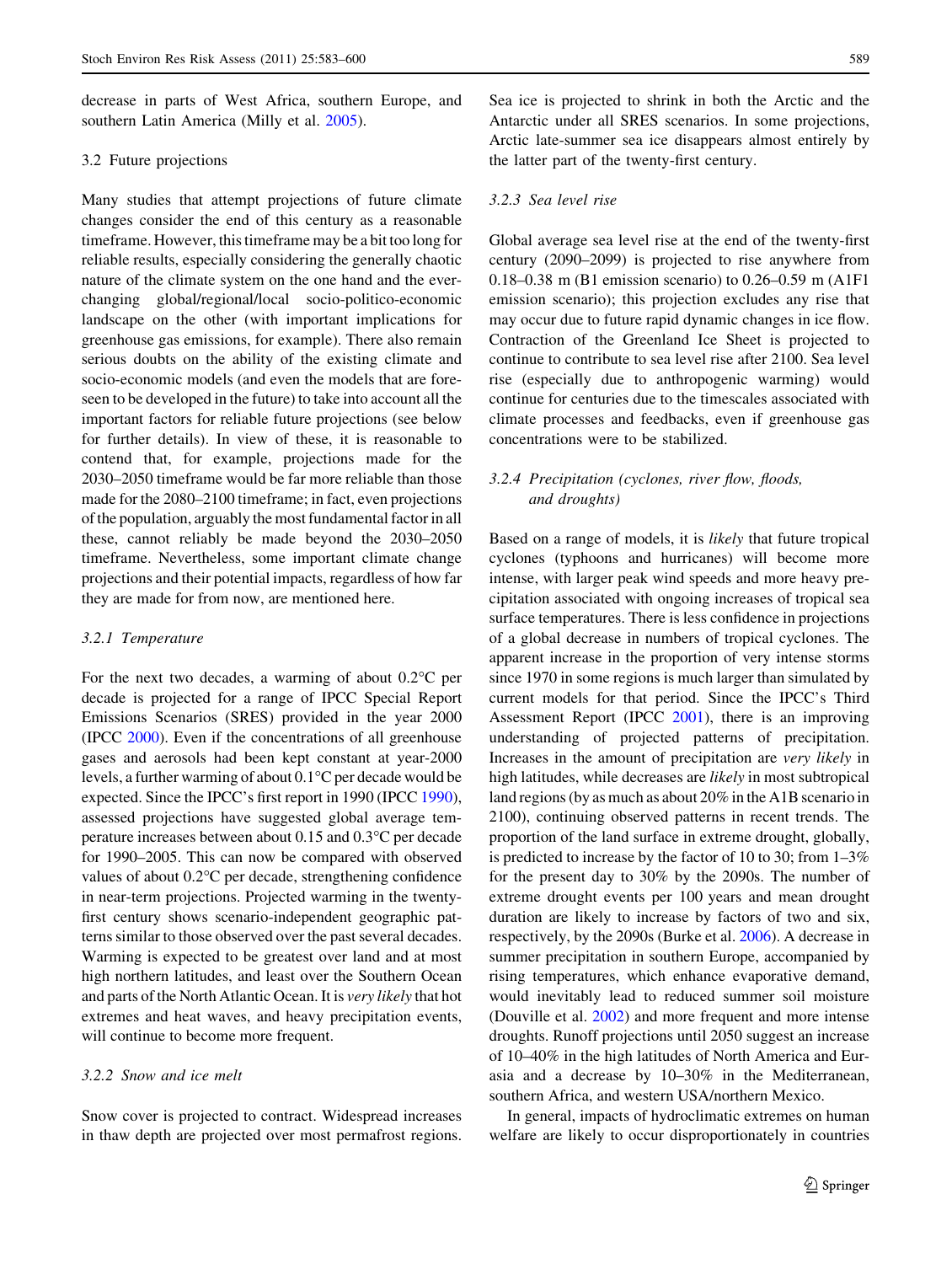decrease in parts of West Africa, southern Europe, and southern Latin America (Milly et al. 2005).

### 3.2 Future projections

Many studies that attempt projections of future climate changes consider the end of this century as a reasonable timeframe. However, this timeframe may be a bit too long for reliable results, especially considering the generally chaotic nature of the climate system on the one hand and the ever-changing global/regional/local socio-politico-economic landscape on the other (with important implications for greenhouse gas emissions, for example). There also remain serious doubts on the ability of the existing climate and socio-economic models (and even the models that are foreseen to be developed in the future) to take into account all the important factors for reliable future projections (see below for further details). In view of these, it is reasonable to contend that, for example, projections made for the 2030–2050 timeframe would be far more reliable than those made for the 2080–2100 timeframe; in fact, even projections of the population, arguably the most fundamental factor in all these, cannot reliably be made beyond the 2030–2050 timeframe. Nevertheless, some important climate change projections and their potential impacts, regardless of how far they are made for from now, are mentioned here.

#### *3.2.1 Temperature*

For the next two decades, a warming of about 0.2°C per decade is projected for a range of IPCC Special Report Emissions Scenarios (SRES) provided in the year 2000 (IPCC 2000). Even if the concentrations of all greenhouse gases and aerosols had been kept constant at year-2000 levels, a further warming of about 0.1°C per decade would be expected. Since the IPCC's first report in 1990 (IPCC 1990), assessed projections have suggested global average temperature increases between about 0.15 and 0.3°C per decade for 1990–2005. This can now be compared with observed values of about 0.2°C per decade, strengthening confidence in near-term projections. Projected warming in the twenty-first century shows scenario-independent geographic patterns similar to those observed over the past several decades. Warming is expected to be greatest over land and at most high northern latitudes, and least over the Southern Ocean and parts of the North Atlantic Ocean. It is *very likely* that hot extremes and heat waves, and heavy precipitation events, will continue to become more frequent.

#### *3.2.2 Snow and ice melt*

Snow cover is projected to contract. Widespread increases in thaw depth are projected over most permafrost regions. Sea ice is projected to shrink in both the Arctic and the Antarctic under all SRES scenarios. In some projections, Arctic late-summer sea ice disappears almost entirely by the latter part of the twenty-first century.

#### *3.2.3 Sea level rise*

Global average sea level rise at the end of the twenty-first century (2090–2099) is projected to rise anywhere from 0.18–0.38 m (B1 emission scenario) to 0.26–0.59 m (A1F1 emission scenario); this projection excludes any rise that may occur due to future rapid dynamic changes in ice flow. Contraction of the Greenland Ice Sheet is projected to continue to contribute to sea level rise after 2100. Sea level rise (especially due to anthropogenic warming) would continue for centuries due to the timescales associated with climate processes and feedbacks, even if greenhouse gas concentrations were to be stabilized.

#### *3.2.4 Precipitation (cyclones, river flow, floods, and droughts)*

Based on a range of models, it is *likely* that future tropical cyclones (typhoons and hurricanes) will become more intense, with larger peak wind speeds and more heavy precipitation associated with ongoing increases of tropical sea surface temperatures. There is less confidence in projections of a global decrease in numbers of tropical cyclones. The apparent increase in the proportion of very intense storms since 1970 in some regions is much larger than simulated by current models for that period. Since the IPCC's Third Assessment Report (IPCC 2001), there is an improving understanding of projected patterns of precipitation. Increases in the amount of precipitation are *very likely* in high latitudes, while decreases are *likely* in most subtropical land regions (by as much as about 20% in the A1B scenario in 2100), continuing observed patterns in recent trends. The proportion of the land surface in extreme drought, globally, is predicted to increase by the factor of 10 to 30; from 1–3% for the present day to 30% by the 2090s. The number of extreme drought events per 100 years and mean drought duration are likely to increase by factors of two and six, respectively, by the 2090s (Burke et al. 2006). A decrease in summer precipitation in southern Europe, accompanied by rising temperatures, which enhance evaporative demand, would inevitably lead to reduced summer soil moisture (Douville et al. 2002) and more frequent and more intense droughts. Runoff projections until 2050 suggest an increase of 10–40% in the high latitudes of North America and Eurasia and a decrease by 10–30% in the Mediterranean, southern Africa, and western USA/northern Mexico.

In general, impacts of hydroclimatic extremes on human welfare are likely to occur disproportionately in countries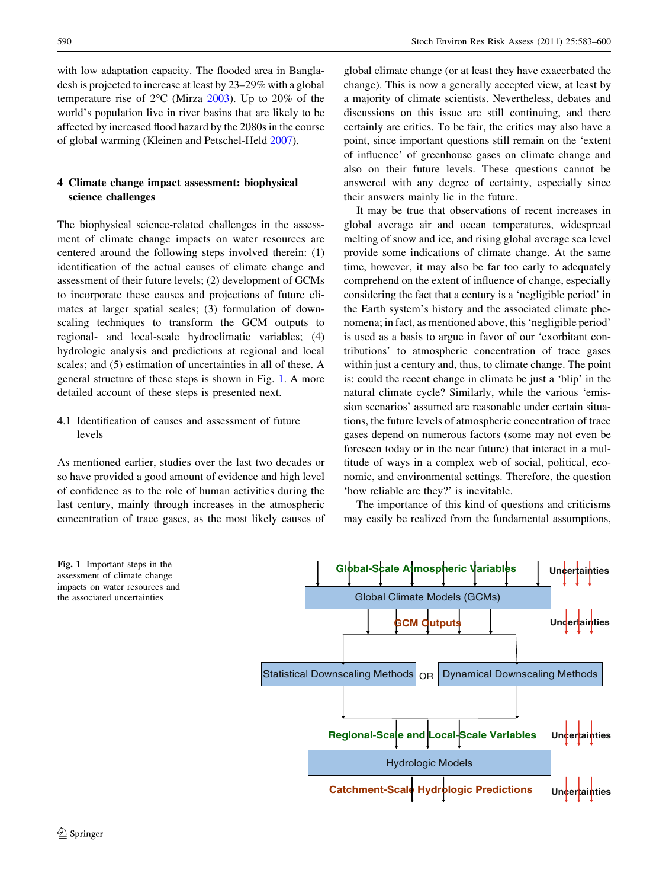with low adaptation capacity. The flooded area in Bangladesh is projected to increase at least by 23–29% with a global temperature rise of 2°C (Mirza 2003). Up to 20% of the world's population live in river basins that are likely to be affected by increased flood hazard by the 2080s in the course of global warming (Kleinen and Petschel-Held 2007).

## 4 Climate change impact assessment: biophysical science challenges

The biophysical science-related challenges in the assessment of climate change impacts on water resources are centered around the following steps involved therein: (1) identification of the actual causes of climate change and assessment of their future levels; (2) development of GCMs to incorporate these causes and projections of future climates at larger spatial scales; (3) formulation of downscaling techniques to transform the GCM outputs to regional- and local-scale hydroclimatic variables; (4) hydrologic analysis and predictions at regional and local scales; and (5) estimation of uncertainties in all of these. A general structure of these steps is shown in Fig. 1. A more detailed account of these steps is presented next.

### 4.1 Identification of causes and assessment of future levels

As mentioned earlier, studies over the last two decades or so have provided a good amount of evidence and high level of confidence as to the role of human activities during the last century, mainly through increases in the atmospheric concentration of trace gases, as the most likely causes of global climate change (or at least they have exacerbated the change). This is now a generally accepted view, at least by a majority of climate scientists. Nevertheless, debates and discussions on this issue are still continuing, and there certainly are critics. To be fair, the critics may also have a point, since important questions still remain on the 'extent of influence' of greenhouse gases on climate change and also on their future levels. These questions cannot be answered with any degree of certainty, especially since their answers mainly lie in the future.

It may be true that observations of recent increases in global average air and ocean temperatures, widespread melting of snow and ice, and rising global average sea level provide some indications of climate change. At the same time, however, it may also be far too early to adequately comprehend on the extent of influence of change, especially considering the fact that a century is a 'negligible period' in the Earth system's history and the associated climate phenomena; in fact, as mentioned above, this 'negligible period' is used as a basis to argue in favor of our 'exorbitant contributions' to atmospheric concentration of trace gases within just a century and, thus, to climate change. The point is: could the recent change in climate be just a 'blip' in the natural climate cycle? Similarly, while the various 'emission scenarios' assumed are reasonable under certain situations, the future levels of atmospheric concentration of trace gases depend on numerous factors (some may not even be foreseen today or in the near future) that interact in a multitude of ways in a complex web of social, political, economic, and environmental settings. Therefore, the question 'how reliable are they?' is inevitable.

The importance of this kind of questions and criticisms may easily be realized from the fundamental assumptions,

Global-Scale Atmospheric Variables
Uncertainties
Global Climate Models (GCMs)
GCM Outputs
Uncertainties
Statistical Downscaling Methods
OR
Dynamical Downscaling Methods
Regional-Scale and Local-Scale Variables
Uncertainties
Hydrologic Models
Catchment-Scale Hydrologic Predictions
Uncertainties

**Fig. 1** Important steps in the assessment of climate change impacts on water resources and the associated uncertainties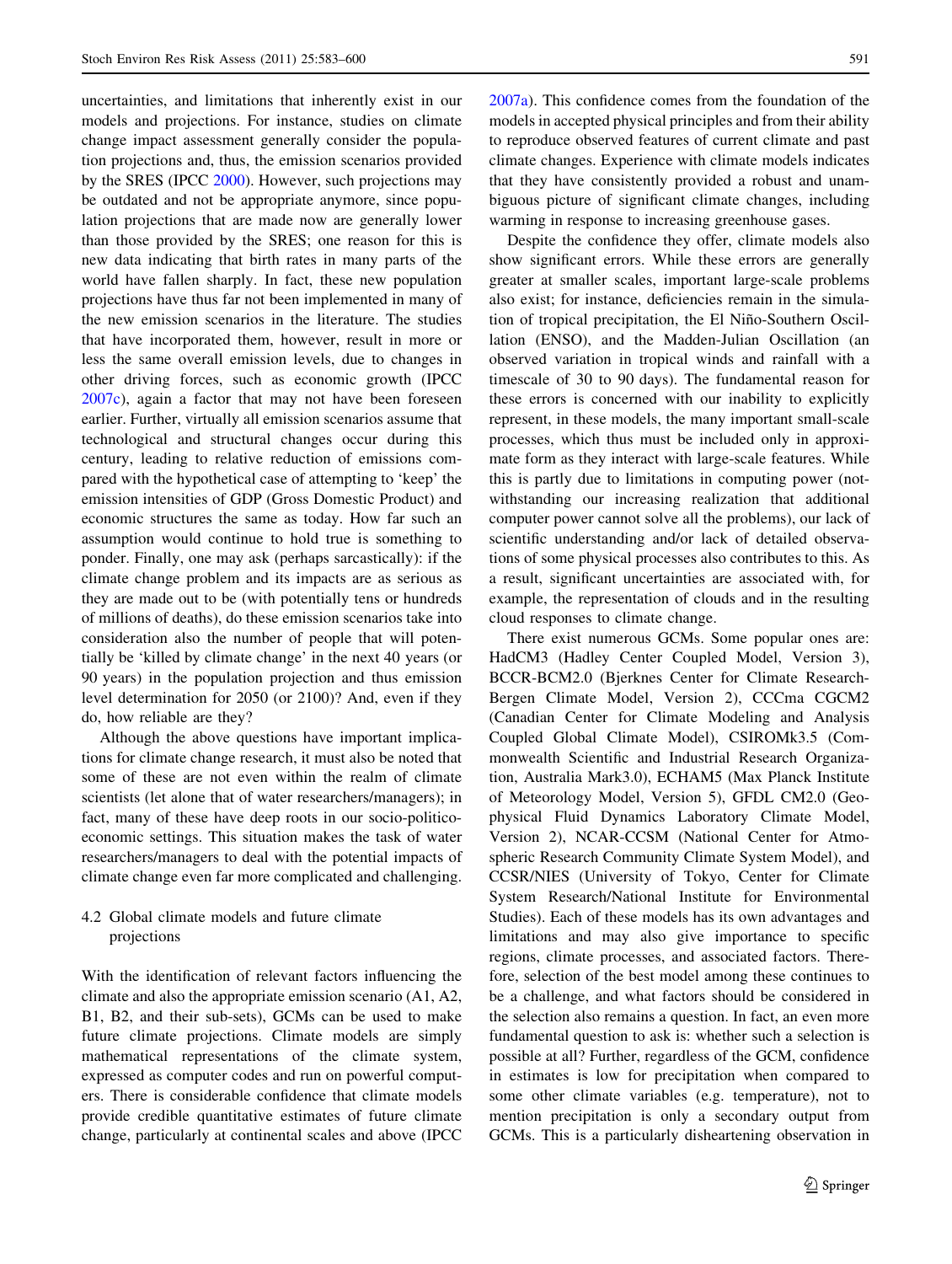uncertainties, and limitations that inherently exist in our models and projections. For instance, studies on climate change impact assessment generally consider the population projections and, thus, the emission scenarios provided by the SRES (IPCC 2000). However, such projections may be outdated and not be appropriate anymore, since population projections that are made now are generally lower than those provided by the SRES; one reason for this is new data indicating that birth rates in many parts of the world have fallen sharply. In fact, these new population projections have thus far not been implemented in many of the new emission scenarios in the literature. The studies that have incorporated them, however, result in more or less the same overall emission levels, due to changes in other driving forces, such as economic growth (IPCC 2007c), again a factor that may not have been foreseen earlier. Further, virtually all emission scenarios assume that technological and structural changes occur during this century, leading to relative reduction of emissions compared with the hypothetical case of attempting to 'keep' the emission intensities of GDP (Gross Domestic Product) and economic structures the same as today. How far such an assumption would continue to hold true is something to ponder. Finally, one may ask (perhaps sarcastically): if the climate change problem and its impacts are as serious as they are made out to be (with potentially tens or hundreds of millions of deaths), do these emission scenarios take into consideration also the number of people that will potentially be 'killed by climate change' in the next 40 years (or 90 years) in the population projection and thus emission level determination for 2050 (or 2100)? And, even if they do, how reliable are they?

Although the above questions have important implications for climate change research, it must also be noted that some of these are not even within the realm of climate scientists (let alone that of water researchers/managers); in fact, many of these have deep roots in our socio-politico-economic settings. This situation makes the task of water researchers/managers to deal with the potential impacts of climate change even far more complicated and challenging.

### 4.2 Global climate models and future climate projections

With the identification of relevant factors influencing the climate and also the appropriate emission scenario (A1, A2, B1, B2, and their sub-sets), GCMs can be used to make future climate projections. Climate models are simply mathematical representations of the climate system, expressed as computer codes and run on powerful computers. There is considerable confidence that climate models provide credible quantitative estimates of future climate change, particularly at continental scales and above (IPCC 2007a). This confidence comes from the foundation of the models in accepted physical principles and from their ability to reproduce observed features of current climate and past climate changes. Experience with climate models indicates that they have consistently provided a robust and unambiguous picture of significant climate changes, including warming in response to increasing greenhouse gases.

Despite the confidence they offer, climate models also show significant errors. While these errors are generally greater at smaller scales, important large-scale problems also exist; for instance, deficiencies remain in the simulation of tropical precipitation, the El Niño-Southern Oscillation (ENSO), and the Madden-Julian Oscillation (an observed variation in tropical winds and rainfall with a timescale of 30 to 90 days). The fundamental reason for these errors is concerned with our inability to explicitly represent, in these models, the many important small-scale processes, which thus must be included only in approximate form as they interact with large-scale features. While this is partly due to limitations in computing power (notwithstanding our increasing realization that additional computer power cannot solve all the problems), our lack of scientific understanding and/or lack of detailed observations of some physical processes also contributes to this. As a result, significant uncertainties are associated with, for example, the representation of clouds and in the resulting cloud responses to climate change.

There exist numerous GCMs. Some popular ones are: HadCM3 (Hadley Center Coupled Model, Version 3), BCCR-BCM2.0 (Bjerknes Center for Climate Research-Bergen Climate Model, Version 2), CCCma CGCM2 (Canadian Center for Climate Modeling and Analysis Coupled Global Climate Model), CSIROMk3.5 (Commonwealth Scientific and Industrial Research Organization, Australia Mark3.0), ECHAM5 (Max Planck Institute of Meteorology Model, Version 5), GFDL CM2.0 (Geophysical Fluid Dynamics Laboratory Climate Model, Version 2), NCAR-CCSM (National Center for Atmospheric Research Community Climate System Model), and CCSR/NIES (University of Tokyo, Center for Climate System Research/National Institute for Environmental Studies). Each of these models has its own advantages and limitations and may also give importance to specific regions, climate processes, and associated factors. Therefore, selection of the best model among these continues to be a challenge, and what factors should be considered in the selection also remains a question. In fact, an even more fundamental question to ask is: whether such a selection is possible at all? Further, regardless of the GCM, confidence in estimates is low for precipitation when compared to some other climate variables (e.g. temperature), not to mention precipitation is only a secondary output from GCMs. This is a particularly disheartening observation in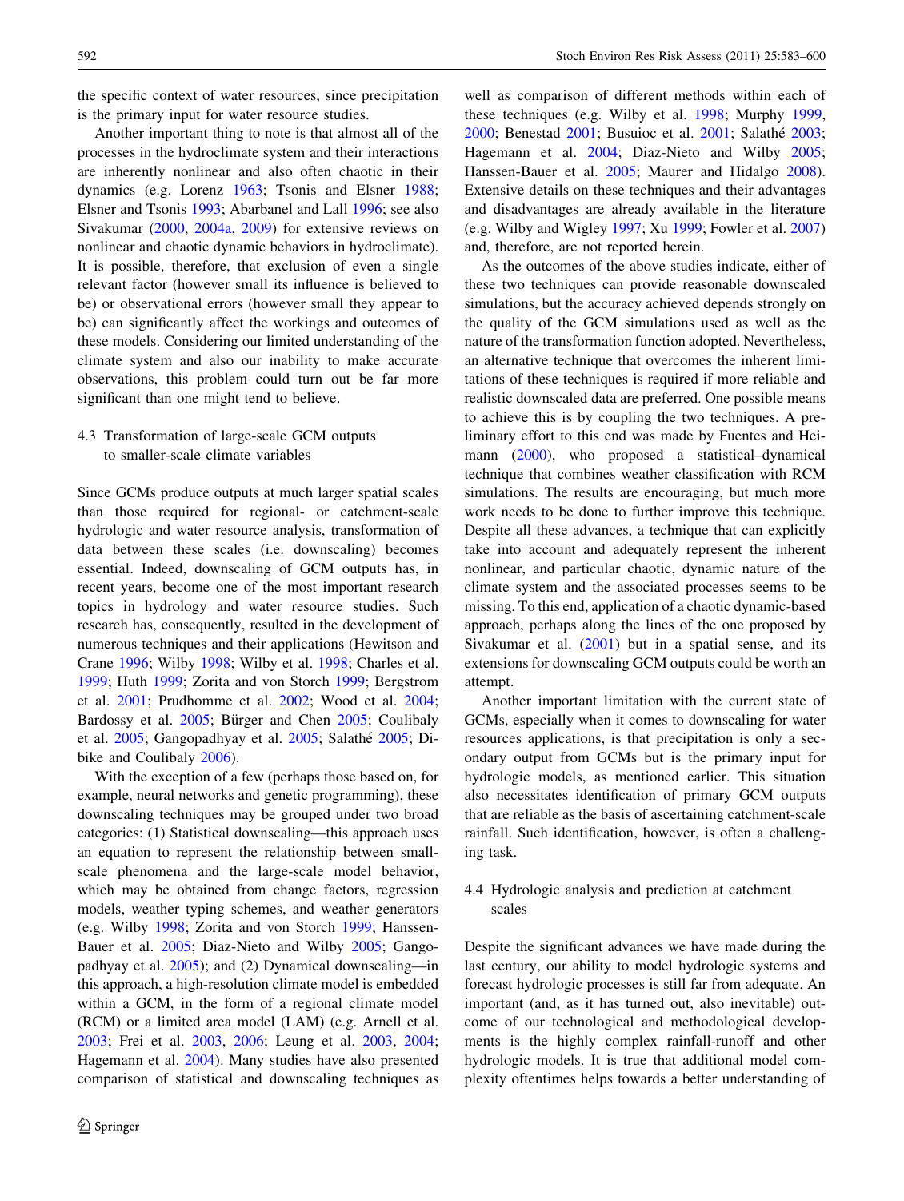the specific context of water resources, since precipitation is the primary input for water resource studies.

Another important thing to note is that almost all of the processes in the hydroclimate system and their interactions are inherently nonlinear and also often chaotic in their dynamics (e.g. Lorenz 1963; Tsonis and Elsner 1988; Elsner and Tsonis 1993; Abarbanel and Lall 1996; see also Sivakumar (2000, 2004a, 2009) for extensive reviews on nonlinear and chaotic dynamic behaviors in hydroclimate). It is possible, therefore, that exclusion of even a single relevant factor (however small its influence is believed to be) or observational errors (however small they appear to be) can significantly affect the workings and outcomes of these models. Considering our limited understanding of the climate system and also our inability to make accurate observations, this problem could turn out be far more significant than one might tend to believe.

### 4.3 Transformation of large-scale GCM outputs to smaller-scale climate variables

Since GCMs produce outputs at much larger spatial scales than those required for regional- or catchment-scale hydrologic and water resource analysis, transformation of data between these scales (i.e. downscaling) becomes essential. Indeed, downscaling of GCM outputs has, in recent years, become one of the most important research topics in hydrology and water resource studies. Such research has, consequently, resulted in the development of numerous techniques and their applications (Hewitson and Crane 1996; Wilby 1998; Wilby et al. 1998; Charles et al. 1999; Huth 1999; Zorita and von Storch 1999; Bergstrom et al. 2001; Prudhomme et al. 2002; Wood et al. 2004; Bardossy et al. 2005; Bürger and Chen 2005; Coulibaly et al. 2005; Gangopadhyay et al. 2005; Salathé 2005; Dibike and Coulibaly 2006).

With the exception of a few (perhaps those based on, for example, neural networks and genetic programming), these downscaling techniques may be grouped under two broad categories: (1) Statistical downscaling—this approach uses an equation to represent the relationship between small-scale phenomena and the large-scale model behavior, which may be obtained from change factors, regression models, weather typing schemes, and weather generators (e.g. Wilby 1998; Zorita and von Storch 1999; Hanssen-Bauer et al. 2005; Diaz-Nieto and Wilby 2005; Gangopadhyay et al. 2005); and (2) Dynamical downscaling—in this approach, a high-resolution climate model is embedded within a GCM, in the form of a regional climate model (RCM) or a limited area model (LAM) (e.g. Arnell et al. 2003; Frei et al. 2003, 2006; Leung et al. 2003, 2004; Hagemann et al. 2004). Many studies have also presented comparison of statistical and downscaling techniques as well as comparison of different methods within each of these techniques (e.g. Wilby et al. 1998; Murphy 1999, 2000; Benestad 2001; Busuioc et al. 2001; Salathé 2003; Hagemann et al. 2004; Diaz-Nieto and Wilby 2005; Hanssen-Bauer et al. 2005; Maurer and Hidalgo 2008). Extensive details on these techniques and their advantages and disadvantages are already available in the literature (e.g. Wilby and Wigley 1997; Xu 1999; Fowler et al. 2007) and, therefore, are not reported herein.

As the outcomes of the above studies indicate, either of these two techniques can provide reasonable downscaled simulations, but the accuracy achieved depends strongly on the quality of the GCM simulations used as well as the nature of the transformation function adopted. Nevertheless, an alternative technique that overcomes the inherent limitations of these techniques is required if more reliable and realistic downscaled data are preferred. One possible means to achieve this is by coupling the two techniques. A preliminary effort to this end was made by Fuentes and Heimann (2000), who proposed a statistical–dynamical technique that combines weather classification with RCM simulations. The results are encouraging, but much more work needs to be done to further improve this technique. Despite all these advances, a technique that can explicitly take into account and adequately represent the inherent nonlinear, and particular chaotic, dynamic nature of the climate system and the associated processes seems to be missing. To this end, application of a chaotic dynamic-based approach, perhaps along the lines of the one proposed by Sivakumar et al. (2001) but in a spatial sense, and its extensions for downscaling GCM outputs could be worth an attempt.

Another important limitation with the current state of GCMs, especially when it comes to downscaling for water resources applications, is that precipitation is only a secondary output from GCMs but is the primary input for hydrologic models, as mentioned earlier. This situation also necessitates identification of primary GCM outputs that are reliable as the basis of ascertaining catchment-scale rainfall. Such identification, however, is often a challenging task.

### 4.4 Hydrologic analysis and prediction at catchment scales

Despite the significant advances we have made during the last century, our ability to model hydrologic systems and forecast hydrologic processes is still far from adequate. An important (and, as it has turned out, also inevitable) outcome of our technological and methodological developments is the highly complex rainfall-runoff and other hydrologic models. It is true that additional model complexity oftentimes helps towards a better understanding of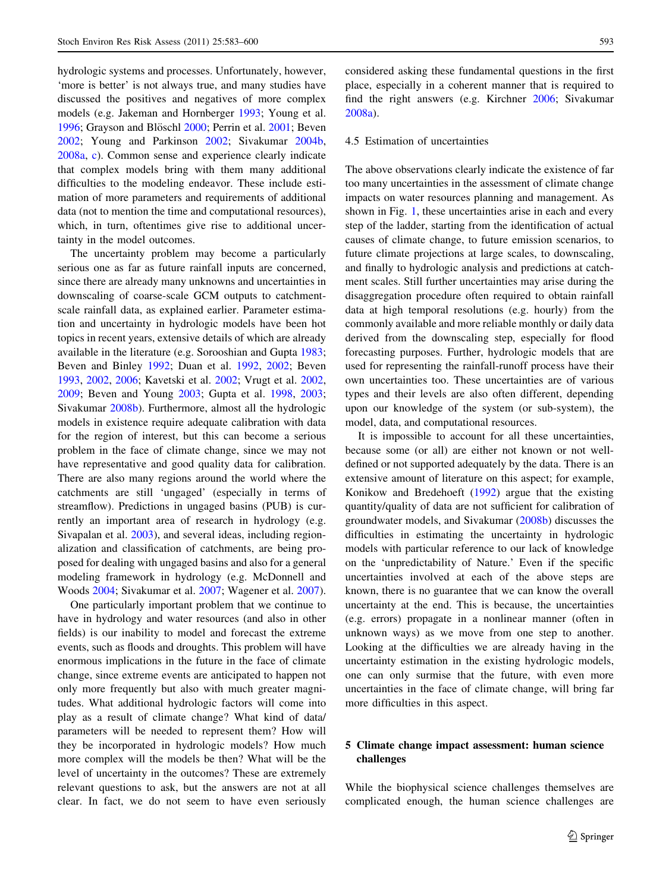hydrologic systems and processes. Unfortunately, however, 'more is better' is not always true, and many studies have discussed the positives and negatives of more complex models (e.g. Jakeman and Hornberger 1993; Young et al. 1996; Grayson and Blöschl 2000; Perrin et al. 2001; Beven 2002; Young and Parkinson 2002; Sivakumar 2004b, 2008a, c). Common sense and experience clearly indicate that complex models bring with them many additional difficulties to the modeling endeavor. These include estimation of more parameters and requirements of additional data (not to mention the time and computational resources), which, in turn, oftentimes give rise to additional uncertainty in the model outcomes.

The uncertainty problem may become a particularly serious one as far as future rainfall inputs are concerned, since there are already many unknowns and uncertainties in downscaling of coarse-scale GCM outputs to catchment-scale rainfall data, as explained earlier. Parameter estimation and uncertainty in hydrologic models have been hot topics in recent years, extensive details of which are already available in the literature (e.g. Sorooshian and Gupta 1983; Beven and Binley 1992; Duan et al. 1992, 2002; Beven 1993, 2002, 2006; Kavetski et al. 2002; Vrugt et al. 2002, 2009; Beven and Young 2003; Gupta et al. 1998, 2003; Sivakumar 2008b). Furthermore, almost all the hydrologic models in existence require adequate calibration with data for the region of interest, but this can become a serious problem in the face of climate change, since we may not have representative and good quality data for calibration. There are also many regions around the world where the catchments are still 'ungaged' (especially in terms of streamflow). Predictions in ungaged basins (PUB) is currently an important area of research in hydrology (e.g. Sivapalan et al. 2003), and several ideas, including regionalization and classification of catchments, are being proposed for dealing with ungaged basins and also for a general modeling framework in hydrology (e.g. McDonnell and Woods 2004; Sivakumar et al. 2007; Wagener et al. 2007).

One particularly important problem that we continue to have in hydrology and water resources (and also in other fields) is our inability to model and forecast the extreme events, such as floods and droughts. This problem will have enormous implications in the future in the face of climate change, since extreme events are anticipated to happen not only more frequently but also with much greater magnitudes. What additional hydrologic factors will come into play as a result of climate change? What kind of data/parameters will be needed to represent them? How will they be incorporated in hydrologic models? How much more complex will the models be then? What will be the level of uncertainty in the outcomes? These are extremely relevant questions to ask, but the answers are not at all clear. In fact, we do not seem to have even seriously considered asking these fundamental questions in the first place, especially in a coherent manner that is required to find the right answers (e.g. Kirchner 2006; Sivakumar 2008a).

### 4.5 Estimation of uncertainties

The above observations clearly indicate the existence of far too many uncertainties in the assessment of climate change impacts on water resources planning and management. As shown in Fig. 1, these uncertainties arise in each and every step of the ladder, starting from the identification of actual causes of climate change, to future emission scenarios, to future climate projections at large scales, to downscaling, and finally to hydrologic analysis and predictions at catchment scales. Still further uncertainties may arise during the disaggregation procedure often required to obtain rainfall data at high temporal resolutions (e.g. hourly) from the commonly available and more reliable monthly or daily data derived from the downscaling step, especially for flood forecasting purposes. Further, hydrologic models that are used for representing the rainfall-runoff process have their own uncertainties too. These uncertainties are of various types and their levels are also often different, depending upon our knowledge of the system (or sub-system), the model, data, and computational resources.

It is impossible to account for all these uncertainties, because some (or all) are either not known or not well-defined or not supported adequately by the data. There is an extensive amount of literature on this aspect; for example, Konikow and Bredehoeft (1992) argue that the existing quantity/quality of data are not sufficient for calibration of groundwater models, and Sivakumar (2008b) discusses the difficulties in estimating the uncertainty in hydrologic models with particular reference to our lack of knowledge on the 'unpredictability of Nature.' Even if the specific uncertainties involved at each of the above steps are known, there is no guarantee that we can know the overall uncertainty at the end. This is because, the uncertainties (e.g. errors) propagate in a nonlinear manner (often in unknown ways) as we move from one step to another. Looking at the difficulties we are already having in the uncertainty estimation in the existing hydrologic models, one can only surmise that the future, with even more uncertainties in the face of climate change, will bring far more difficulties in this aspect.

## 5 Climate change impact assessment: human science challenges

While the biophysical science challenges themselves are complicated enough, the human science challenges are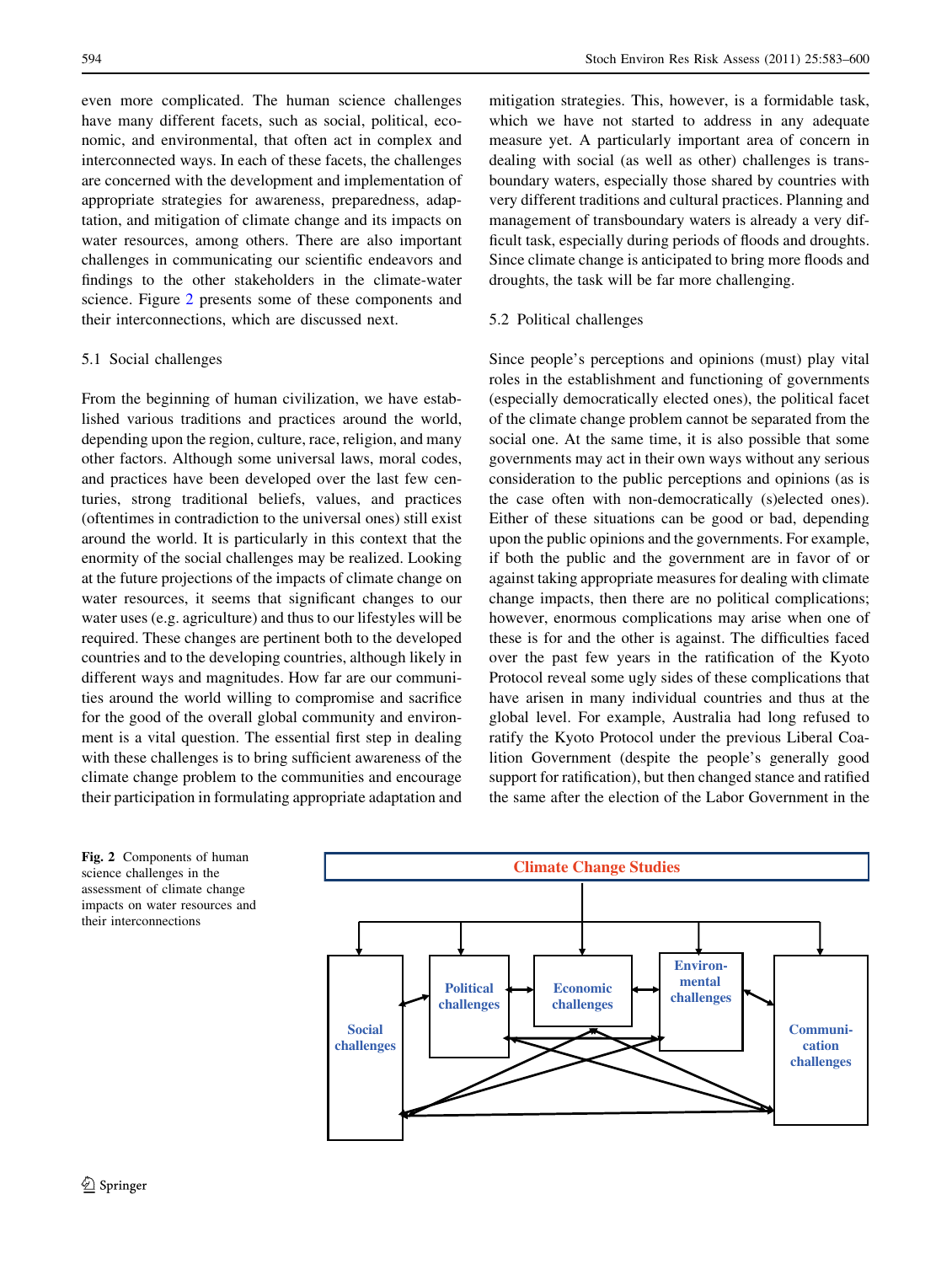even more complicated. The human science challenges have many different facets, such as social, political, economic, and environmental, that often act in complex and interconnected ways. In each of these facets, the challenges are concerned with the development and implementation of appropriate strategies for awareness, preparedness, adaptation, and mitigation of climate change and its impacts on water resources, among others. There are also important challenges in communicating our scientific endeavors and findings to the other stakeholders in the climate-water science. Figure 2 presents some of these components and their interconnections, which are discussed next.

### 5.1 Social challenges

From the beginning of human civilization, we have established various traditions and practices around the world, depending upon the region, culture, race, religion, and many other factors. Although some universal laws, moral codes, and practices have been developed over the last few centuries, strong traditional beliefs, values, and practices (oftentimes in contradiction to the universal ones) still exist around the world. It is particularly in this context that the enormity of the social challenges may be realized. Looking at the future projections of the impacts of climate change on water resources, it seems that significant changes to our water uses (e.g. agriculture) and thus to our lifestyles will be required. These changes are pertinent both to the developed countries and to the developing countries, although likely in different ways and magnitudes. How far are our communities around the world willing to compromise and sacrifice for the good of the overall global community and environment is a vital question. The essential first step in dealing with these challenges is to bring sufficient awareness of the climate change problem to the communities and encourage their participation in formulating appropriate adaptation and mitigation strategies. This, however, is a formidable task, which we have not started to address in any adequate measure yet. A particularly important area of concern in dealing with social (as well as other) challenges is transboundary waters, especially those shared by countries with very different traditions and cultural practices. Planning and management of transboundary waters is already a very difficult task, especially during periods of floods and droughts. Since climate change is anticipated to bring more floods and droughts, the task will be far more challenging.

### 5.2 Political challenges

Since people's perceptions and opinions (must) play vital roles in the establishment and functioning of governments (especially democratically elected ones), the political facet of the climate change problem cannot be separated from the social one. At the same time, it is also possible that some governments may act in their own ways without any serious consideration to the public perceptions and opinions (as is the case often with non-democratically (s)elected ones). Either of these situations can be good or bad, depending upon the public opinions and the governments. For example, if both the public and the government are in favor of or against taking appropriate measures for dealing with climate change impacts, then there are no political complications; however, enormous complications may arise when one of these is for and the other is against. The difficulties faced over the past few years in the ratification of the Kyoto Protocol reveal some ugly sides of these complications that have arisen in many individual countries and thus at the global level. For example, Australia had long refused to ratify the Kyoto Protocol under the previous Liberal Coalition Government (despite the people's generally good support for ratification), but then changed stance and ratified the same after the election of the Labor Government in the

Climate Change Studies

Social challenges

Political challenges

Economic challenges

Environ-mental challenges

Communi-cation challenges

**Fig. 2** Components of human science challenges in the assessment of climate change impacts on water resources and their interconnections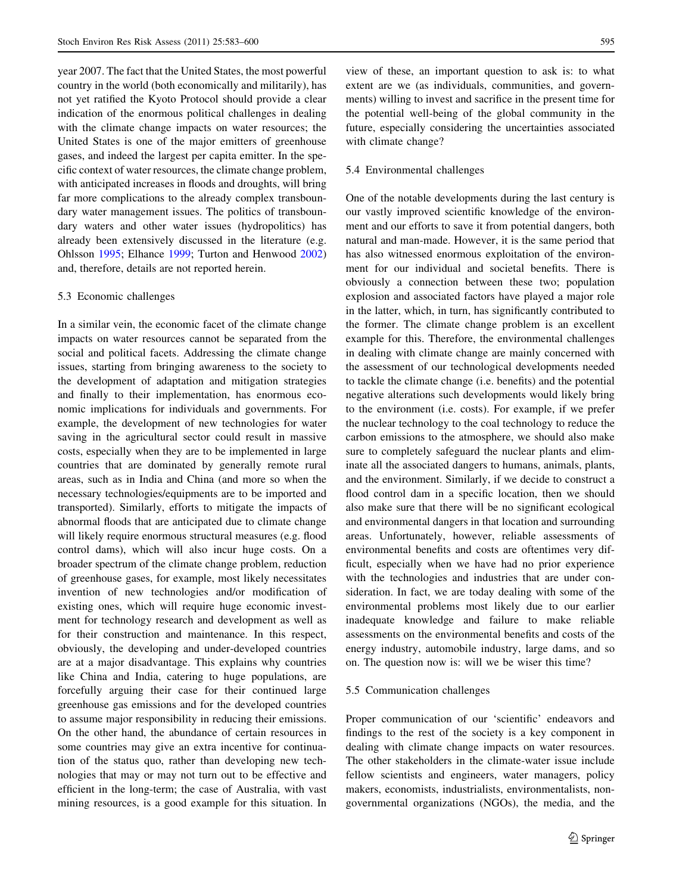year 2007. The fact that the United States, the most powerful country in the world (both economically and militarily), has not yet ratified the Kyoto Protocol should provide a clear indication of the enormous political challenges in dealing with the climate change impacts on water resources; the United States is one of the major emitters of greenhouse gases, and indeed the largest per capita emitter. In the specific context of water resources, the climate change problem, with anticipated increases in floods and droughts, will bring far more complications to the already complex transboundary water management issues. The politics of transboundary waters and other water issues (hydropolitics) has already been extensively discussed in the literature (e.g. Ohlsson 1995; Elhance 1999; Turton and Henwood 2002) and, therefore, details are not reported herein.

### 5.3 Economic challenges

In a similar vein, the economic facet of the climate change impacts on water resources cannot be separated from the social and political facets. Addressing the climate change issues, starting from bringing awareness to the society to the development of adaptation and mitigation strategies and finally to their implementation, has enormous economic implications for individuals and governments. For example, the development of new technologies for water saving in the agricultural sector could result in massive costs, especially when they are to be implemented in large countries that are dominated by generally remote rural areas, such as in India and China (and more so when the necessary technologies/equipments are to be imported and transported). Similarly, efforts to mitigate the impacts of abnormal floods that are anticipated due to climate change will likely require enormous structural measures (e.g. flood control dams), which will also incur huge costs. On a broader spectrum of the climate change problem, reduction of greenhouse gases, for example, most likely necessitates invention of new technologies and/or modification of existing ones, which will require huge economic investment for technology research and development as well as for their construction and maintenance. In this respect, obviously, the developing and under-developed countries are at a major disadvantage. This explains why countries like China and India, catering to huge populations, are forcefully arguing their case for their continued large greenhouse gas emissions and for the developed countries to assume major responsibility in reducing their emissions. On the other hand, the abundance of certain resources in some countries may give an extra incentive for continuation of the status quo, rather than developing new technologies that may or may not turn out to be effective and efficient in the long-term; the case of Australia, with vast mining resources, is a good example for this situation. In view of these, an important question to ask is: to what extent are we (as individuals, communities, and governments) willing to invest and sacrifice in the present time for the potential well-being of the global community in the future, especially considering the uncertainties associated with climate change?

### 5.4 Environmental challenges

One of the notable developments during the last century is our vastly improved scientific knowledge of the environment and our efforts to save it from potential dangers, both natural and man-made. However, it is the same period that has also witnessed enormous exploitation of the environment for our individual and societal benefits. There is obviously a connection between these two; population explosion and associated factors have played a major role in the latter, which, in turn, has significantly contributed to the former. The climate change problem is an excellent example for this. Therefore, the environmental challenges in dealing with climate change are mainly concerned with the assessment of our technological developments needed to tackle the climate change (i.e. benefits) and the potential negative alterations such developments would likely bring to the environment (i.e. costs). For example, if we prefer the nuclear technology to the coal technology to reduce the carbon emissions to the atmosphere, we should also make sure to completely safeguard the nuclear plants and eliminate all the associated dangers to humans, animals, plants, and the environment. Similarly, if we decide to construct a flood control dam in a specific location, then we should also make sure that there will be no significant ecological and environmental dangers in that location and surrounding areas. Unfortunately, however, reliable assessments of environmental benefits and costs are oftentimes very difficult, especially when we have had no prior experience with the technologies and industries that are under consideration. In fact, we are today dealing with some of the environmental problems most likely due to our earlier inadequate knowledge and failure to make reliable assessments on the environmental benefits and costs of the energy industry, automobile industry, large dams, and so on. The question now is: will we be wiser this time?

### 5.5 Communication challenges

Proper communication of our 'scientific' endeavors and findings to the rest of the society is a key component in dealing with climate change impacts on water resources. The other stakeholders in the climate-water issue include fellow scientists and engineers, water managers, policy makers, economists, industrialists, environmentalists, non-governmental organizations (NGOs), the media, and the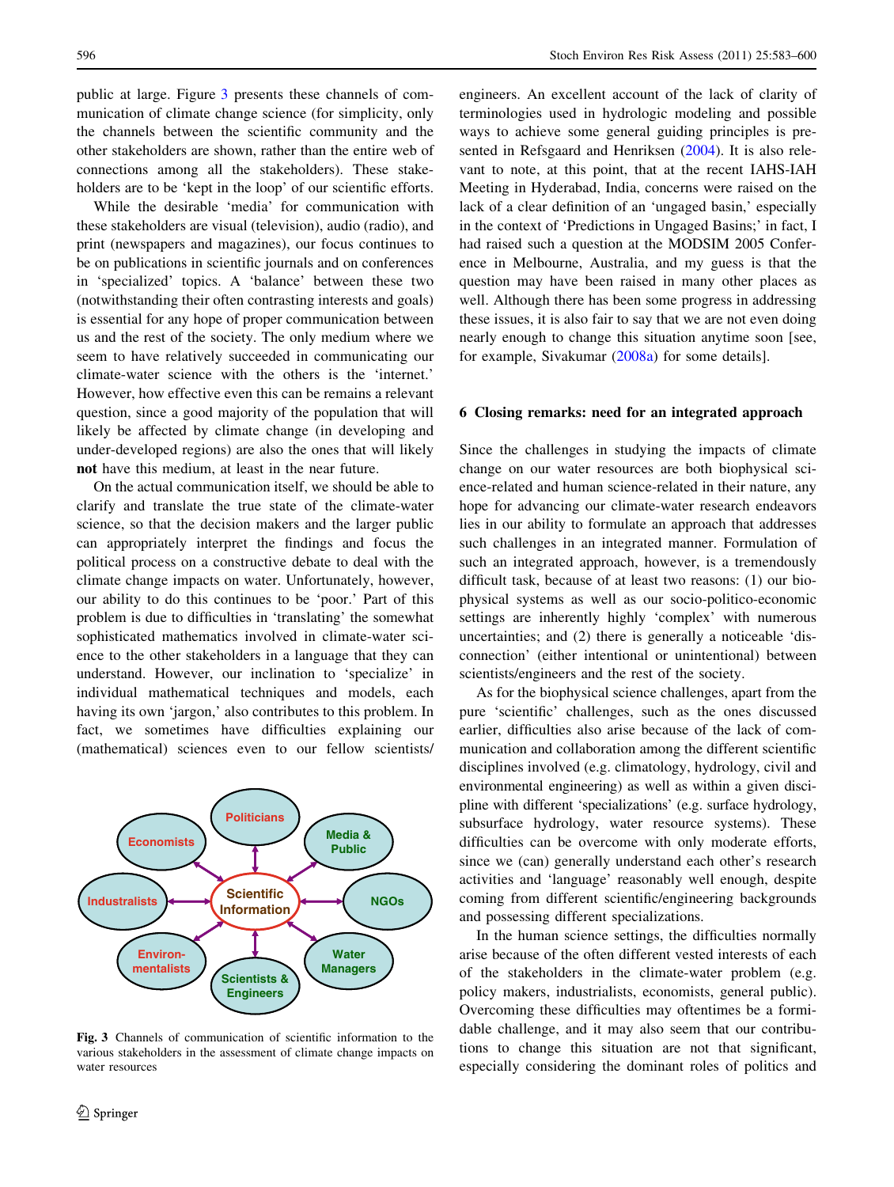public at large. Figure 3 presents these channels of communication of climate change science (for simplicity, only the channels between the scientific community and the other stakeholders are shown, rather than the entire web of connections among all the stakeholders). These stakeholders are to be 'kept in the loop' of our scientific efforts.

While the desirable 'media' for communication with these stakeholders are visual (television), audio (radio), and print (newspapers and magazines), our focus continues to be on publications in scientific journals and on conferences in 'specialized' topics. A 'balance' between these two (notwithstanding their often contrasting interests and goals) is essential for any hope of proper communication between us and the rest of the society. The only medium where we seem to have relatively succeeded in communicating our climate-water science with the others is the 'internet.' However, how effective even this can be remains a relevant question, since a good majority of the population that will likely be affected by climate change (in developing and under-developed regions) are also the ones that will likely **not** have this medium, at least in the near future.

On the actual communication itself, we should be able to clarify and translate the true state of the climate-water science, so that the decision makers and the larger public can appropriately interpret the findings and focus the political process on a constructive debate to deal with the climate change impacts on water. Unfortunately, however, our ability to do this continues to be 'poor.' Part of this problem is due to difficulties in 'translating' the somewhat sophisticated mathematics involved in climate-water science to the other stakeholders in a language that they can understand. However, our inclination to 'specialize' in individual mathematical techniques and models, each having its own 'jargon,' also contributes to this problem. In fact, we sometimes have difficulties explaining our (mathematical) sciences even to our fellow scientists/engineers. An excellent account of the lack of clarity of terminologies used in hydrologic modeling and possible ways to achieve some general guiding principles is presented in Refsgaard and Henriksen (2004). It is also relevant to note, at this point, that at the recent IAHS-IAH Meeting in Hyderabad, India, concerns were raised on the lack of a clear definition of an 'ungaged basin,' especially in the context of 'Predictions in Ungaged Basins;' in fact, I had raised such a question at the MODSIM 2005 Conference in Melbourne, Australia, and my guess is that the question may have been raised in many other places as well. Although there has been some progress in addressing these issues, it is also fair to say that we are not even doing nearly enough to change this situation anytime soon [see, for example, Sivakumar (2008a) for some details].

**Fig. 3** Channels of communication of scientific information to the various stakeholders in the assessment of climate change impacts on water resources

## 6 Closing remarks: need for an integrated approach

Since the challenges in studying the impacts of climate change on our water resources are both biophysical science-related and human science-related in their nature, any hope for advancing our climate-water research endeavors lies in our ability to formulate an approach that addresses such challenges in an integrated manner. Formulation of such an integrated approach, however, is a tremendously difficult task, because of at least two reasons: (1) our biophysical systems as well as our socio-politico-economic settings are inherently highly 'complex' with numerous uncertainties; and (2) there is generally a noticeable 'disconnection' (either intentional or unintentional) between scientists/engineers and the rest of the society.

As for the biophysical science challenges, apart from the pure 'scientific' challenges, such as the ones discussed earlier, difficulties also arise because of the lack of communication and collaboration among the different scientific disciplines involved (e.g. climatology, hydrology, civil and environmental engineering) as well as within a given discipline with different 'specializations' (e.g. surface hydrology, subsurface hydrology, water resource systems). These difficulties can be overcome with only moderate efforts, since we (can) generally understand each other's research activities and 'language' reasonably well enough, despite coming from different scientific/engineering backgrounds and possessing different specializations.

In the human science settings, the difficulties normally arise because of the often different vested interests of each of the stakeholders in the climate-water problem (e.g. policy makers, industrialists, economists, general public). Overcoming these difficulties may oftentimes be a formidable challenge, and it may also seem that our contributions to change this situation are not that significant, especially considering the dominant roles of politics and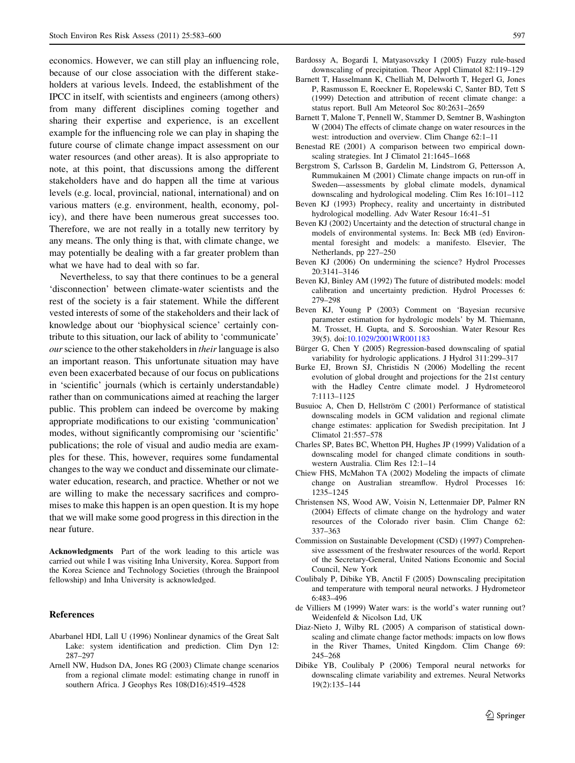economics. However, we can still play an influencing role, because of our close association with the different stakeholders at various levels. Indeed, the establishment of the IPCC in itself, with scientists and engineers (among others) from many different disciplines coming together and sharing their expertise and experience, is an excellent example for the influencing role we can play in shaping the future course of climate change impact assessment on our water resources (and other areas). It is also appropriate to note, at this point, that discussions among the different stakeholders have and do happen all the time at various levels (e.g. local, provincial, national, international) and on various matters (e.g. environment, health, economy, policy), and there have been numerous great successes too. Therefore, we are not really in a totally new territory by any means. The only thing is that, with climate change, we may potentially be dealing with a far greater problem than what we have had to deal with so far.

Nevertheless, to say that there continues to be a general 'disconnection' between climate-water scientists and the rest of the society is a fair statement. While the different vested interests of some of the stakeholders and their lack of knowledge about our 'biophysical science' certainly contribute to this situation, our lack of ability to 'communicate' *our* science to the other stakeholders in *their* language is also an important reason. This unfortunate situation may have even been exacerbated because of our focus on publications in 'scientific' journals (which is certainly understandable) rather than on communications aimed at reaching the larger public. This problem can indeed be overcome by making appropriate modifications to our existing 'communication' modes, without significantly compromising our 'scientific' publications; the role of visual and audio media are examples for these. This, however, requires some fundamental changes to the way we conduct and disseminate our climate-water education, research, and practice. Whether or not we are willing to make the necessary sacrifices and compromises to make this happen is an open question. It is my hope that we will make some good progress in this direction in the near future.

**Acknowledgments** Part of the work leading to this article was carried out while I was visiting Inha University, Korea. Support from the Korea Science and Technology Societies (through the Brainpool fellowship) and Inha University is acknowledged.

## References

Abarbanel HDI, Lall U (1996) Nonlinear dynamics of the Great Salt Lake: system identification and prediction. Clim Dyn 12: 287–297

Arnell NW, Hudson DA, Jones RG (2003) Climate change scenarios from a regional climate model: estimating change in runoff in southern Africa. J Geophys Res 108(D16):4519–4528

Bardossy A, Bogardi I, Matyasovszky I (2005) Fuzzy rule-based downscaling of precipitation. Theor Appl Climatol 82:119–129

Barnett T, Hasselmann K, Chelliah M, Delworth T, Hegerl G, Jones P, Rasmusson E, Roeckner E, Ropelewski C, Santer BD, Tett S (1999) Detection and attribution of recent climate change: a status report. Bull Am Meteorol Soc 80:2631–2659

Barnett T, Malone T, Pennell W, Stammer D, Semtner B, Washington W (2004) The effects of climate change on water resources in the west: introduction and overview. Clim Change 62:1–11

Benestad RE (2001) A comparison between two empirical downscaling strategies. Int J Climatol 21:1645–1668

Bergstrom S, Carlsson B, Gardelin M, Lindstrom G, Pettersson A, Rummukainen M (2001) Climate change impacts on run-off in Sweden—assessments by global climate models, dynamical downscaling and hydrological modeling. Clim Res 16:101–112

Beven KJ (1993) Prophecy, reality and uncertainty in distributed hydrological modelling. Adv Water Resour 16:41–51

Beven KJ (2002) Uncertainty and the detection of structural change in models of environmental systems. In: Beck MB (ed) Environmental foresight and models: a manifesto. Elsevier, The Netherlands, pp 227–250

Beven KJ (2006) On undermining the science? Hydrol Processes 20:3141–3146

Beven KJ, Binley AM (1992) The future of distributed models: model calibration and uncertainty prediction. Hydrol Processes 6: 279–298

Beven KJ, Young P (2003) Comment on 'Bayesian recursive parameter estimation for hydrologic models' by M. Thiemann, M. Trosset, H. Gupta, and S. Sorooshian. Water Resour Res 39(5). doi:10.1029/2001WR001183

Bürger G, Chen Y (2005) Regression-based downscaling of spatial variability for hydrologic applications. J Hydrol 311:299–317

Burke EJ, Brown SJ, Christidis N (2006) Modelling the recent evolution of global drought and projections for the 21st century with the Hadley Centre climate model. J Hydrometeorol 7:1113–1125

Busuioc A, Chen D, Hellström C (2001) Performance of statistical downscaling models in GCM validation and regional climate change estimates: application for Swedish precipitation. Int J Climatol 21:557–578

Charles SP, Bates BC, Whetton PH, Hughes JP (1999) Validation of a downscaling model for changed climate conditions in southwestern Australia. Clim Res 12:1–14

Chiew FHS, McMahon TA (2002) Modeling the impacts of climate change on Australian streamflow. Hydrol Processes 16: 1235–1245

Christensen NS, Wood AW, Voisin N, Lettenmaier DP, Palmer RN (2004) Effects of climate change on the hydrology and water resources of the Colorado river basin. Clim Change 62: 337–363

Commission on Sustainable Development (CSD) (1997) Comprehensive assessment of the freshwater resources of the world. Report of the Secretary-General, United Nations Economic and Social Council, New York

Coulibaly P, Dibike YB, Anctil F (2005) Downscaling precipitation and temperature with temporal neural networks. J Hydrometeor 6:483–496

de Villiers M (1999) Water wars: is the world's water running out? Weidenfeld & Nicolson Ltd, UK

Diaz-Nieto J, Wilby RL (2005) A comparison of statistical downscaling and climate change factor methods: impacts on low flows in the River Thames, United Kingdom. Clim Change 69: 245–268

Dibike YB, Coulibaly P (2006) Temporal neural networks for downscaling climate variability and extremes. Neural Networks 19(2):135–144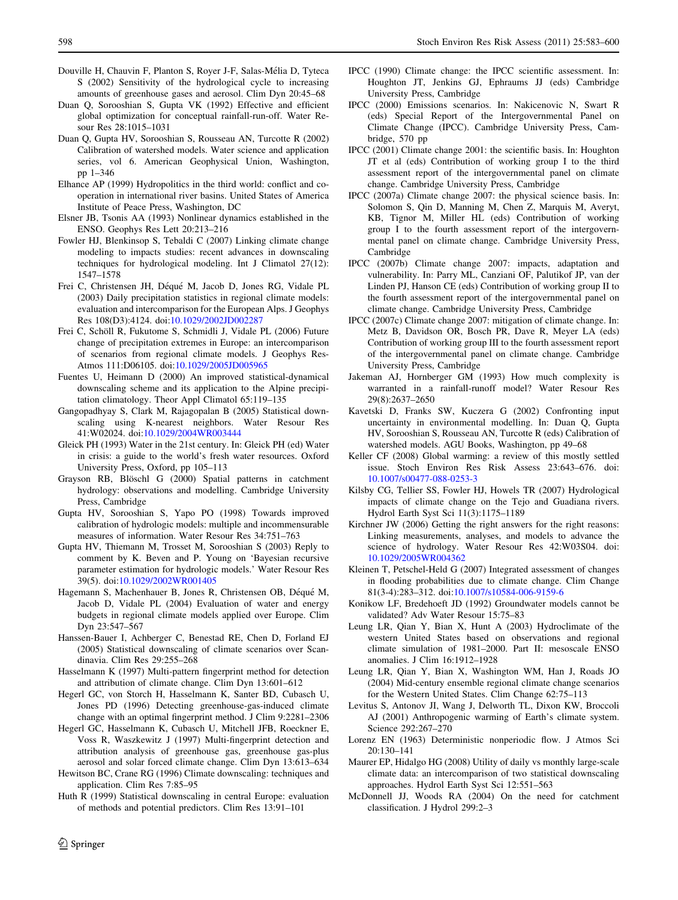Douville H, Chauvin F, Planton S, Royer J-F, Salas-Mélia D, Tyteca S (2002) Sensitivity of the hydrological cycle to increasing amounts of greenhouse gases and aerosol. Clim Dyn 20:45–68

Duan Q, Sorooshian S, Gupta VK (1992) Effective and efficient global optimization for conceptual rainfall-run-off. Water Resour Res 28:1015–1031

Duan Q, Gupta HV, Sorooshian S, Rousseau AN, Turcotte R (2002) Calibration of watershed models. Water science and application series, vol 6. American Geophysical Union, Washington, pp 1–346

Elhance AP (1999) Hydropolitics in the third world: conflict and cooperation in international river basins. United States of America Institute of Peace Press, Washington, DC

Elsner JB, Tsonis AA (1993) Nonlinear dynamics established in the ENSO. Geophys Res Lett 20:213–216

Fowler HJ, Blenkinsop S, Tebaldi C (2007) Linking climate change modeling to impacts studies: recent advances in downscaling techniques for hydrological modeling. Int J Climatol 27(12): 1547–1578

Frei C, Christensen JH, Déqué M, Jacob D, Jones RG, Vidale PL (2003) Daily precipitation statistics in regional climate models: evaluation and intercomparison for the European Alps. J Geophys Res 108(D3):4124. doi:10.1029/2002JD002287

Frei C, Schöll R, Fukutome S, Schmidli J, Vidale PL (2006) Future change of precipitation extremes in Europe: an intercomparison of scenarios from regional climate models. J Geophys Res-Atmos 111:D06105. doi:10.1029/2005JD005965

Fuentes U, Heimann D (2000) An improved statistical-dynamical downscaling scheme and its application to the Alpine precipitation climatology. Theor Appl Climatol 65:119–135

Gangopadhyay S, Clark M, Rajagopalan B (2005) Statistical downscaling using K-nearest neighbors. Water Resour Res 41:W02024. doi:10.1029/2004WR003444

Gleick PH (1993) Water in the 21st century. In: Gleick PH (ed) Water in crisis: a guide to the world's fresh water resources. Oxford University Press, Oxford, pp 105–113

Grayson RB, Blöschl G (2000) Spatial patterns in catchment hydrology: observations and modelling. Cambridge University Press, Cambridge

Gupta HV, Sorooshian S, Yapo PO (1998) Towards improved calibration of hydrologic models: multiple and incommensurable measures of information. Water Resour Res 34:751–763

Gupta HV, Thiemann M, Trosset M, Sorooshian S (2003) Reply to comment by K. Beven and P. Young on 'Bayesian recursive parameter estimation for hydrologic models.' Water Resour Res 39(5). doi:10.1029/2002WR001405

Hagemann S, Machenhauer B, Jones R, Christensen OB, Déqué M, Jacob D, Vidale PL (2004) Evaluation of water and energy budgets in regional climate models applied over Europe. Clim Dyn 23:547–567

Hanssen-Bauer I, Achberger C, Benestad RE, Chen D, Forland EJ (2005) Statistical downscaling of climate scenarios over Scandinavia. Clim Res 29:255–268

Hasselmann K (1997) Multi-pattern fingerprint method for detection and attribution of climate change. Clim Dyn 13:601–612

Hegerl GC, von Storch H, Hasselmann K, Santer BD, Cubasch U, Jones PD (1996) Detecting greenhouse-gas-induced climate change with an optimal fingerprint method. J Clim 9:2281–2306

Hegerl GC, Hasselmann K, Cubasch U, Mitchell JFB, Roeckner E, Voss R, Waszkewitz J (1997) Multi-fingerprint detection and attribution analysis of greenhouse gas, greenhouse gas-plus aerosol and solar forced climate change. Clim Dyn 13:613–634

Hewitson BC, Crane RG (1996) Climate downscaling: techniques and application. Clim Res 7:85–95

Huth R (1999) Statistical downscaling in central Europe: evaluation of methods and potential predictors. Clim Res 13:91–101

IPCC (1990) Climate change: the IPCC scientific assessment. In: Houghton JT, Jenkins GJ, Ephraums JJ (eds) Cambridge University Press, Cambridge

IPCC (2000) Emissions scenarios. In: Nakicenovic N, Swart R (eds) Special Report of the Intergovernmental Panel on Climate Change (IPCC). Cambridge University Press, Cambridge, 570 pp

IPCC (2001) Climate change 2001: the scientific basis. In: Houghton JT et al (eds) Contribution of working group I to the third assessment report of the intergovernmental panel on climate change. Cambridge University Press, Cambridge

IPCC (2007a) Climate change 2007: the physical science basis. In: Solomon S, Qin D, Manning M, Chen Z, Marquis M, Averyt, KB, Tignor M, Miller HL (eds) Contribution of working group I to the fourth assessment report of the intergovernmental panel on climate change. Cambridge University Press, Cambridge

IPCC (2007b) Climate change 2007: impacts, adaptation and vulnerability. In: Parry ML, Canziani OF, Palutikof JP, van der Linden PJ, Hanson CE (eds) Contribution of working group II to the fourth assessment report of the intergovernmental panel on climate change. Cambridge University Press, Cambridge

IPCC (2007c) Climate change 2007: mitigation of climate change. In: Metz B, Davidson OR, Bosch PR, Dave R, Meyer LA (eds) Contribution of working group III to the fourth assessment report of the intergovernmental panel on climate change. Cambridge University Press, Cambridge

Jakeman AJ, Hornberger GM (1993) How much complexity is warranted in a rainfall-runoff model? Water Resour Res 29(8):2637–2650

Kavetski D, Franks SW, Kuczera G (2002) Confronting input uncertainty in environmental modelling. In: Duan Q, Gupta HV, Sorooshian S, Rousseau AN, Turcotte R (eds) Calibration of watershed models. AGU Books, Washington, pp 49–68

Keller CF (2008) Global warming: a review of this mostly settled issue. Stoch Environ Res Risk Assess 23:643–676. doi:10.1007/s00477-088-0253-3

Kilsby CG, Tellier SS, Fowler HJ, Howels TR (2007) Hydrological impacts of climate change on the Tejo and Guadiana rivers. Hydrol Earth Syst Sci 11(3):1175–1189

Kirchner JW (2006) Getting the right answers for the right reasons: Linking measurements, analyses, and models to advance the science of hydrology. Water Resour Res 42:W03S04. doi:10.1029/2005WR004362

Kleinen T, Petschel-Held G (2007) Integrated assessment of changes in flooding probabilities due to climate change. Clim Change 81(3-4):283–312. doi:10.1007/s10584-006-9159-6

Konikow LF, Bredehoeft JD (1992) Groundwater models cannot be validated? Adv Water Resour 15:75–83

Leung LR, Qian Y, Bian X, Hunt A (2003) Hydroclimate of the western United States based on observations and regional climate simulation of 1981–2000. Part II: mesoscale ENSO anomalies. J Clim 16:1912–1928

Leung LR, Qian Y, Bian X, Washington WM, Han J, Roads JO (2004) Mid-century ensemble regional climate change scenarios for the Western United States. Clim Change 62:75–113

Levitus S, Antonov JI, Wang J, Delworth TL, Dixon KW, Broccoli AJ (2001) Anthropogenic warming of Earth's climate system. Science 292:267–270

Lorenz EN (1963) Deterministic nonperiodic flow. J Atmos Sci 20:130–141

Maurer EP, Hidalgo HG (2008) Utility of daily vs monthly large-scale climate data: an intercomparison of two statistical downscaling approaches. Hydrol Earth Syst Sci 12:551–563

McDonnell JJ, Woods RA (2004) On the need for catchment classification. J Hydrol 299:2–3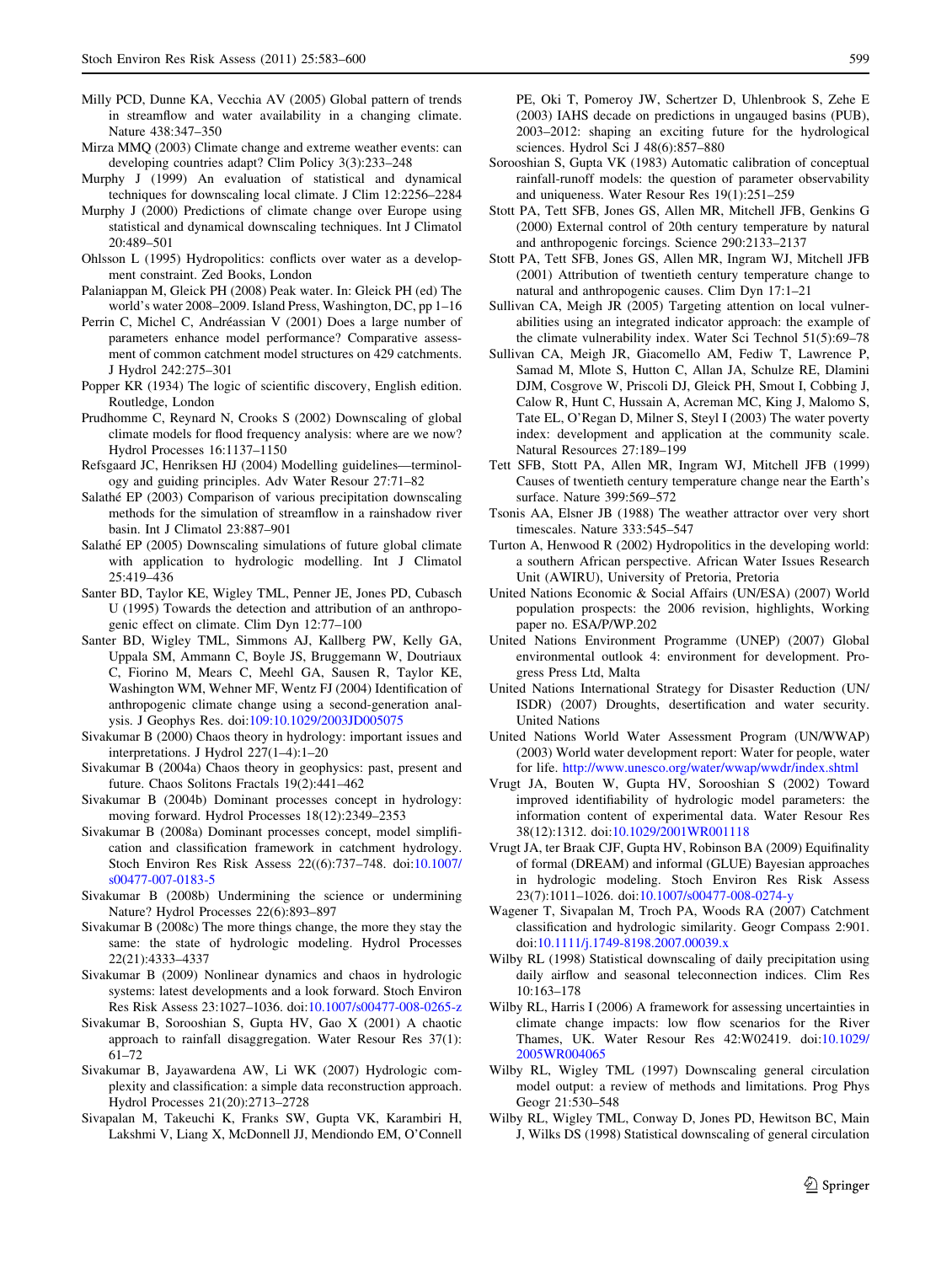Milly PCD, Dunne KA, Vecchia AV (2005) Global pattern of trends in streamflow and water availability in a changing climate. Nature 438:347–350

Mirza MMQ (2003) Climate change and extreme weather events: can developing countries adapt? Clim Policy 3(3):233–248

Murphy J (1999) An evaluation of statistical and dynamical techniques for downscaling local climate. J Clim 12:2256–2284

Murphy J (2000) Predictions of climate change over Europe using statistical and dynamical downscaling techniques. Int J Climatol 20:489–501

Ohlsson L (1995) Hydropolitics: conflicts over water as a development constraint. Zed Books, London

Palaniappan M, Gleick PH (2008) Peak water. In: Gleick PH (ed) The world's water 2008–2009. Island Press, Washington, DC, pp 1–16

Perrin C, Michel C, Andréassian V (2001) Does a large number of parameters enhance model performance? Comparative assessment of common catchment model structures on 429 catchments. J Hydrol 242:275–301

Popper KR (1934) The logic of scientific discovery, English edition. Routledge, London

Prudhomme C, Reynard N, Crooks S (2002) Downscaling of global climate models for flood frequency analysis: where are we now? Hydrol Processes 16:1137–1150

Refsgaard JC, Henriksen HJ (2004) Modelling guidelines—terminology and guiding principles. Adv Water Resour 27:71–82

Salathé EP (2003) Comparison of various precipitation downscaling methods for the simulation of streamflow in a rainshadow river basin. Int J Climatol 23:887–901

Salathé EP (2005) Downscaling simulations of future global climate with application to hydrologic modelling. Int J Climatol 25:419–436

Santer BD, Taylor KE, Wigley TML, Penner JE, Jones PD, Cubasch U (1995) Towards the detection and attribution of an anthropogenic effect on climate. Clim Dyn 12:77–100

Santer BD, Wigley TML, Simmons AJ, Kallberg PW, Kelly GA, Uppala SM, Ammann C, Boyle JS, Bruggemann W, Doutriaux C, Fiorino M, Mears C, Meehl GA, Sausen R, Taylor KE, Washington WM, Wehner MF, Wentz FJ (2004) Identification of anthropogenic climate change using a second-generation analysis. J Geophys Res. doi:109:10.1029/2003JD005075

Sivakumar B (2000) Chaos theory in hydrology: important issues and interpretations. J Hydrol 227(1–4):1–20

Sivakumar B (2004a) Chaos theory in geophysics: past, present and future. Chaos Solitons Fractals 19(2):441–462

Sivakumar B (2004b) Dominant processes concept in hydrology: moving forward. Hydrol Processes 18(12):2349–2353

Sivakumar B (2008a) Dominant processes concept, model simplification and classification framework in catchment hydrology. Stoch Environ Res Risk Assess 22((6):737–748. doi:10.1007/s00477-007-0183-5

Sivakumar B (2008b) Undermining the science or undermining Nature? Hydrol Processes 22(6):893–897

Sivakumar B (2008c) The more things change, the more they stay the same: the state of hydrologic modeling. Hydrol Processes 22(21):4333–4337

Sivakumar B (2009) Nonlinear dynamics and chaos in hydrologic systems: latest developments and a look forward. Stoch Environ Res Risk Assess 23:1027–1036. doi:10.1007/s00477-008-0265-z

Sivakumar B, Sorooshian S, Gupta HV, Gao X (2001) A chaotic approach to rainfall disaggregation. Water Resour Res 37(1):61–72

Sivakumar B, Jayawardena AW, Li WK (2007) Hydrologic complexity and classification: a simple data reconstruction approach. Hydrol Processes 21(20):2713–2728

Sivapalan M, Takeuchi K, Franks SW, Gupta VK, Karambiri H, Lakshmi V, Liang X, McDonnell JJ, Mendiondo EM, O'Connell PE, Oki T, Pomeroy JW, Schertzer D, Uhlenbrook S, Zehe E (2003) IAHS decade on predictions in ungauged basins (PUB), 2003–2012: shaping an exciting future for the hydrological sciences. Hydrol Sci J 48(6):857–880

Sorooshian S, Gupta VK (1983) Automatic calibration of conceptual rainfall-runoff models: the question of parameter observability and uniqueness. Water Resour Res 19(1):251–259

Stott PA, Tett SFB, Jones GS, Allen MR, Mitchell JFB, Genkins G (2000) External control of 20th century temperature by natural and anthropogenic forcings. Science 290:2133–2137

Stott PA, Tett SFB, Jones GS, Allen MR, Ingram WJ, Mitchell JFB (2001) Attribution of twentieth century temperature change to natural and anthropogenic causes. Clim Dyn 17:1–21

Sullivan CA, Meigh JR (2005) Targeting attention on local vulnerabilities using an integrated indicator approach: the example of the climate vulnerability index. Water Sci Technol 51(5):69–78

Sullivan CA, Meigh JR, Giacomello AM, Fediw T, Lawrence P, Samad M, Mlote S, Hutton C, Allan JA, Schulze RE, Dlamini DJM, Cosgrove W, Priscoli DJ, Gleick PH, Smout I, Cobbing J, Calow R, Hunt C, Hussain A, Acreman MC, King J, Malomo S, Tate EL, O'Regan D, Milner S, Steyl I (2003) The water poverty index: development and application at the community scale. Natural Resources 27:189–199

Tett SFB, Stott PA, Allen MR, Ingram WJ, Mitchell JFB (1999) Causes of twentieth century temperature change near the Earth's surface. Nature 399:569–572

Tsonis AA, Elsner JB (1988) The weather attractor over very short timescales. Nature 333:545–547

Turton A, Henwood R (2002) Hydropolitics in the developing world: a southern African perspective. African Water Issues Research Unit (AWIRU), University of Pretoria, Pretoria

United Nations Economic & Social Affairs (UN/ESA) (2007) World population prospects: the 2006 revision, highlights, Working paper no. ESA/P/WP.202

United Nations Environment Programme (UNEP) (2007) Global environmental outlook 4: environment for development. Progress Press Ltd, Malta

United Nations International Strategy for Disaster Reduction (UN/ISDR) (2007) Droughts, desertification and water security. United Nations

United Nations World Water Assessment Program (UN/WWAP) (2003) World water development report: Water for people, water for life. http://www.unesco.org/water/wwap/wwdr/index.shtml

Vrugt JA, Bouten W, Gupta HV, Sorooshian S (2002) Toward improved identifiability of hydrologic model parameters: the information content of experimental data. Water Resour Res 38(12):1312. doi:10.1029/2001WR001118

Vrugt JA, ter Braak CJF, Gupta HV, Robinson BA (2009) Equifinality of formal (DREAM) and informal (GLUE) Bayesian approaches in hydrologic modeling. Stoch Environ Res Risk Assess 23(7):1011–1026. doi:10.1007/s00477-008-0274-y

Wagener T, Sivapalan M, Troch PA, Woods RA (2007) Catchment classification and hydrologic similarity. Geogr Compass 2:901. doi:10.1111/j.1749-8198.2007.00039.x

Wilby RL (1998) Statistical downscaling of daily precipitation using daily airflow and seasonal teleconnection indices. Clim Res 10:163–178

Wilby RL, Harris I (2006) A framework for assessing uncertainties in climate change impacts: low flow scenarios for the River Thames, UK. Water Resour Res 42:W02419. doi:10.1029/2005WR004065

Wilby RL, Wigley TML (1997) Downscaling general circulation model output: a review of methods and limitations. Prog Phys Geogr 21:530–548

Wilby RL, Wigley TML, Conway D, Jones PD, Hewitson BC, Main J, Wilks DS (1998) Statistical downscaling of general circulation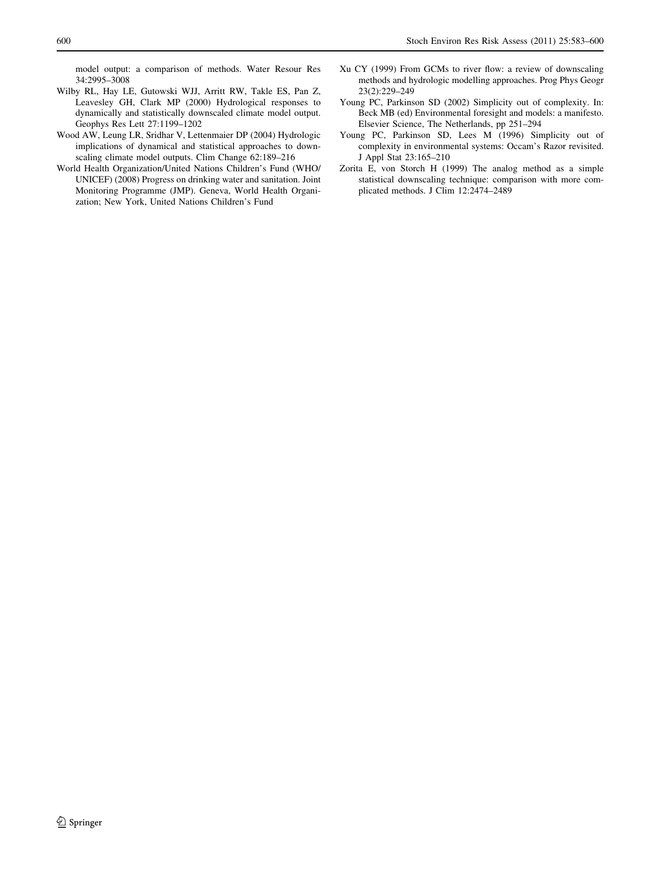model output: a comparison of methods. Water Resour Res 34:2995–3008

Wilby RL, Hay LE, Gutowski WJJ, Arritt RW, Takle ES, Pan Z, Leavesley GH, Clark MP (2000) Hydrological responses to dynamically and statistically downscaled climate model output. Geophys Res Lett 27:1199–1202

Wood AW, Leung LR, Sridhar V, Lettenmaier DP (2004) Hydrologic implications of dynamical and statistical approaches to downscaling climate model outputs. Clim Change 62:189–216

World Health Organization/United Nations Children's Fund (WHO/UNICEF) (2008) Progress on drinking water and sanitation. Joint Monitoring Programme (JMP). Geneva, World Health Organization; New York, United Nations Children's Fund

Xu CY (1999) From GCMs to river flow: a review of downscaling methods and hydrologic modelling approaches. Prog Phys Geogr 23(2):229–249

Young PC, Parkinson SD (2002) Simplicity out of complexity. In: Beck MB (ed) Environmental foresight and models: a manifesto. Elsevier Science, The Netherlands, pp 251–294

Young PC, Parkinson SD, Lees M (1996) Simplicity out of complexity in environmental systems: Occam's Razor revisited. J Appl Stat 23:165–210

Zorita E, von Storch H (1999) The analog method as a simple statistical downscaling technique: comparison with more complicated methods. J Clim 12:2474–2489